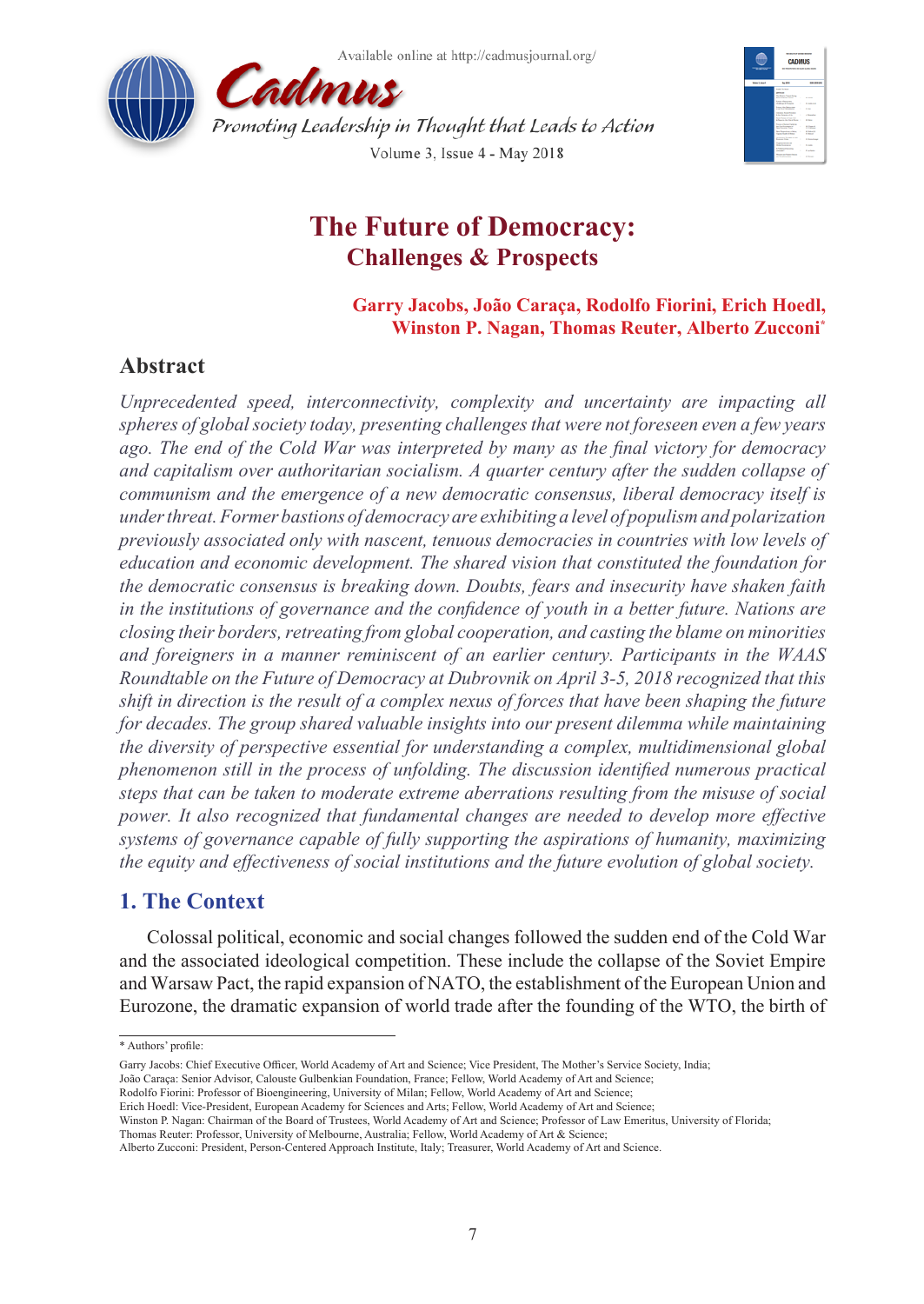# The Future of Democracy: Challenges & Prospects

**Garry Jacobs, João Caraça, Rodolfo Fiorini, Erich Hoedl, Winston P. Nagan, Thomas Reuter, Alberto Zucconi***

## Abstract

*Unprecedented speed, interconnectivity, complexity and uncertainty are impacting all spheres of global society today, presenting challenges that were not foreseen even a few years ago. The end of the Cold War was interpreted by many as the final victory for democracy and capitalism over authoritarian socialism. A quarter century after the sudden collapse of communism and the emergence of a new democratic consensus, liberal democracy itself is under threat. Former bastions of democracy are exhibiting a level of populism and polarization previously associated only with nascent, tenuous democracies in countries with low levels of education and economic development. The shared vision that constituted the foundation for the democratic consensus is breaking down. Doubts, fears and insecurity have shaken faith in the institutions of governance and the confidence of youth in a better future. Nations are closing their borders, retreating from global cooperation, and casting the blame on minorities and foreigners in a manner reminiscent of an earlier century. Participants in the WAAS Roundtable on the Future of Democracy at Dubrovnik on April 3-5, 2018 recognized that this shift in direction is the result of a complex nexus of forces that have been shaping the future for decades. The group shared valuable insights into our present dilemma while maintaining the diversity of perspective essential for understanding a complex, multidimensional global phenomenon still in the process of unfolding. The discussion identified numerous practical steps that can be taken to moderate extreme aberrations resulting from the misuse of social power. It also recognized that fundamental changes are needed to develop more effective systems of governance capable of fully supporting the aspirations of humanity, maximizing the equity and effectiveness of social institutions and the future evolution of global society.*

## 1. The Context

Colossal political, economic and social changes followed the sudden end of the Cold War and the associated ideological competition. These include the collapse of the Soviet Empire and Warsaw Pact, the rapid expansion of NATO, the establishment of the European Union and Eurozone, the dramatic expansion of world trade after the founding of the WTO, the birth of

---

\* Authors' profile:

Garry Jacobs: Chief Executive Officer, World Academy of Art and Science; Vice President, The Mother's Service Society, India;
João Caraça: Senior Advisor, Calouste Gulbenkian Foundation, France; Fellow, World Academy of Art and Science;
Rodolfo Fiorini: Professor of Bioengineering, University of Milan; Fellow, World Academy of Art and Science;
Erich Hoedl: Vice-President, European Academy for Sciences and Arts; Fellow, World Academy of Art and Science;
Winston P. Nagan: Chairman of the Board of Trustees, World Academy of Art and Science; Professor of Law Emeritus, University of Florida;
Thomas Reuter: Professor, University of Melbourne, Australia; Fellow, World Academy of Art & Science;
Alberto Zucconi: President, Person-Centered Approach Institute, Italy; Treasurer, World Academy of Art and Science.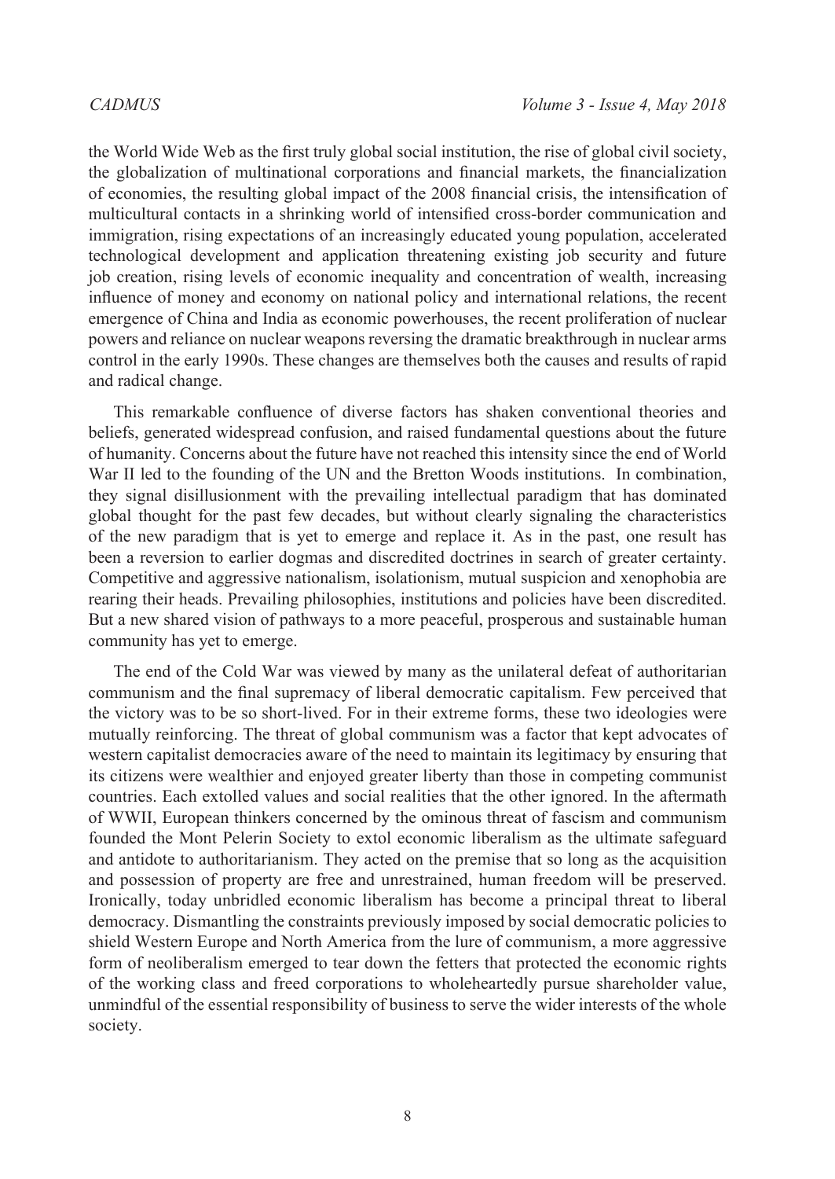the World Wide Web as the first truly global social institution, the rise of global civil society, the globalization of multinational corporations and financial markets, the financialization of economies, the resulting global impact of the 2008 financial crisis, the intensification of multicultural contacts in a shrinking world of intensified cross-border communication and immigration, rising expectations of an increasingly educated young population, accelerated technological development and application threatening existing job security and future job creation, rising levels of economic inequality and concentration of wealth, increasing influence of money and economy on national policy and international relations, the recent emergence of China and India as economic powerhouses, the recent proliferation of nuclear powers and reliance on nuclear weapons reversing the dramatic breakthrough in nuclear arms control in the early 1990s. These changes are themselves both the causes and results of rapid and radical change.

This remarkable confluence of diverse factors has shaken conventional theories and beliefs, generated widespread confusion, and raised fundamental questions about the future of humanity. Concerns about the future have not reached this intensity since the end of World War II led to the founding of the UN and the Bretton Woods institutions. In combination, they signal disillusionment with the prevailing intellectual paradigm that has dominated global thought for the past few decades, but without clearly signaling the characteristics of the new paradigm that is yet to emerge and replace it. As in the past, one result has been a reversion to earlier dogmas and discredited doctrines in search of greater certainty. Competitive and aggressive nationalism, isolationism, mutual suspicion and xenophobia are rearing their heads. Prevailing philosophies, institutions and policies have been discredited. But a new shared vision of pathways to a more peaceful, prosperous and sustainable human community has yet to emerge.

The end of the Cold War was viewed by many as the unilateral defeat of authoritarian communism and the final supremacy of liberal democratic capitalism. Few perceived that the victory was to be so short-lived. For in their extreme forms, these two ideologies were mutually reinforcing. The threat of global communism was a factor that kept advocates of western capitalist democracies aware of the need to maintain its legitimacy by ensuring that its citizens were wealthier and enjoyed greater liberty than those in competing communist countries. Each extolled values and social realities that the other ignored. In the aftermath of WWII, European thinkers concerned by the ominous threat of fascism and communism founded the Mont Pelerin Society to extol economic liberalism as the ultimate safeguard and antidote to authoritarianism. They acted on the premise that so long as the acquisition and possession of property are free and unrestrained, human freedom will be preserved. Ironically, today unbridled economic liberalism has become a principal threat to liberal democracy. Dismantling the constraints previously imposed by social democratic policies to shield Western Europe and North America from the lure of communism, a more aggressive form of neoliberalism emerged to tear down the fetters that protected the economic rights of the working class and freed corporations to wholeheartedly pursue shareholder value, unmindful of the essential responsibility of business to serve the wider interests of the whole society.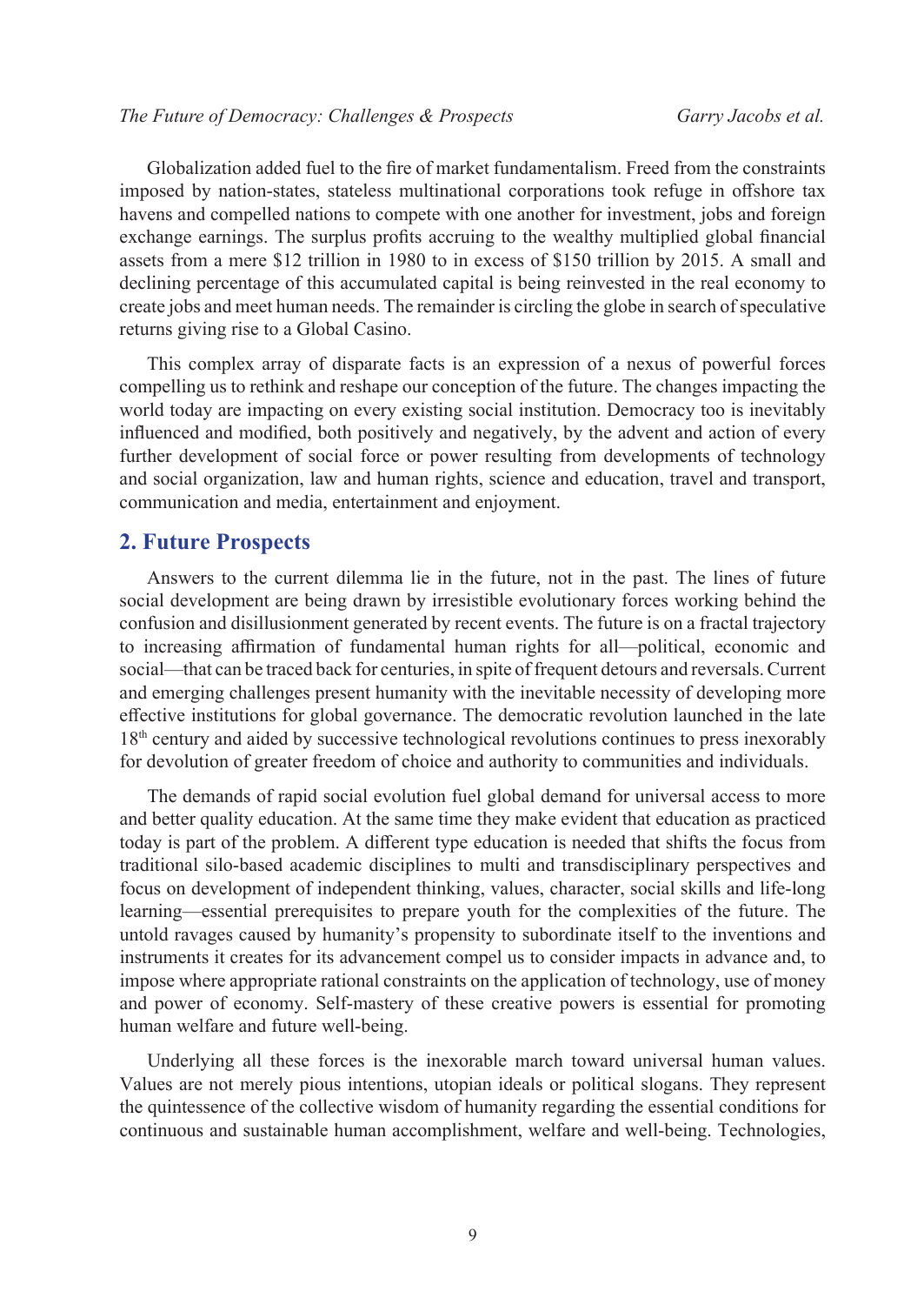Globalization added fuel to the fire of market fundamentalism. Freed from the constraints imposed by nation-states, stateless multinational corporations took refuge in offshore tax havens and compelled nations to compete with one another for investment, jobs and foreign exchange earnings. The surplus profits accruing to the wealthy multiplied global financial assets from a mere $12 trillion in 1980 to in excess of $150 trillion by 2015. A small and declining percentage of this accumulated capital is being reinvested in the real economy to create jobs and meet human needs. The remainder is circling the globe in search of speculative returns giving rise to a Global Casino.

This complex array of disparate facts is an expression of a nexus of powerful forces compelling us to rethink and reshape our conception of the future. The changes impacting the world today are impacting on every existing social institution. Democracy too is inevitably influenced and modified, both positively and negatively, by the advent and action of every further development of social force or power resulting from developments of technology and social organization, law and human rights, science and education, travel and transport, communication and media, entertainment and enjoyment.

## 2. Future Prospects

Answers to the current dilemma lie in the future, not in the past. The lines of future social development are being drawn by irresistible evolutionary forces working behind the confusion and disillusionment generated by recent events. The future is on a fractal trajectory to increasing affirmation of fundamental human rights for all—political, economic and social—that can be traced back for centuries, in spite of frequent detours and reversals. Current and emerging challenges present humanity with the inevitable necessity of developing more effective institutions for global governance. The democratic revolution launched in the late 18th century and aided by successive technological revolutions continues to press inexorably for devolution of greater freedom of choice and authority to communities and individuals.

The demands of rapid social evolution fuel global demand for universal access to more and better quality education. At the same time they make evident that education as practiced today is part of the problem. A different type education is needed that shifts the focus from traditional silo-based academic disciplines to multi and transdisciplinary perspectives and focus on development of independent thinking, values, character, social skills and life-long learning—essential prerequisites to prepare youth for the complexities of the future. The untold ravages caused by humanity's propensity to subordinate itself to the inventions and instruments it creates for its advancement compel us to consider impacts in advance and, to impose where appropriate rational constraints on the application of technology, use of money and power of economy. Self-mastery of these creative powers is essential for promoting human welfare and future well-being.

Underlying all these forces is the inexorable march toward universal human values. Values are not merely pious intentions, utopian ideals or political slogans. They represent the quintessence of the collective wisdom of humanity regarding the essential conditions for continuous and sustainable human accomplishment, welfare and well-being. Technologies,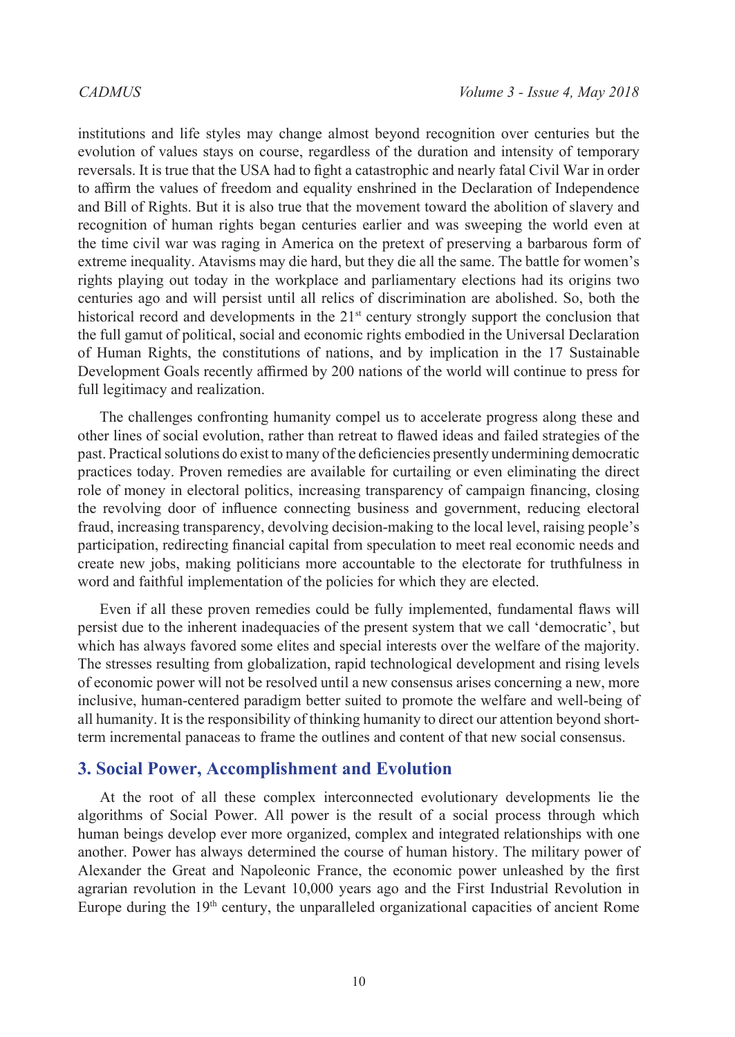institutions and life styles may change almost beyond recognition over centuries but the evolution of values stays on course, regardless of the duration and intensity of temporary reversals. It is true that the USA had to fight a catastrophic and nearly fatal Civil War in order to affirm the values of freedom and equality enshrined in the Declaration of Independence and Bill of Rights. But it is also true that the movement toward the abolition of slavery and recognition of human rights began centuries earlier and was sweeping the world even at the time civil war was raging in America on the pretext of preserving a barbarous form of extreme inequality. Atavisms may die hard, but they die all the same. The battle for women's rights playing out today in the workplace and parliamentary elections had its origins two centuries ago and will persist until all relics of discrimination are abolished. So, both the historical record and developments in the 21st century strongly support the conclusion that the full gamut of political, social and economic rights embodied in the Universal Declaration of Human Rights, the constitutions of nations, and by implication in the 17 Sustainable Development Goals recently affirmed by 200 nations of the world will continue to press for full legitimacy and realization.

The challenges confronting humanity compel us to accelerate progress along these and other lines of social evolution, rather than retreat to flawed ideas and failed strategies of the past. Practical solutions do exist to many of the deficiencies presently undermining democratic practices today. Proven remedies are available for curtailing or even eliminating the direct role of money in electoral politics, increasing transparency of campaign financing, closing the revolving door of influence connecting business and government, reducing electoral fraud, increasing transparency, devolving decision-making to the local level, raising people's participation, redirecting financial capital from speculation to meet real economic needs and create new jobs, making politicians more accountable to the electorate for truthfulness in word and faithful implementation of the policies for which they are elected.

Even if all these proven remedies could be fully implemented, fundamental flaws will persist due to the inherent inadequacies of the present system that we call 'democratic', but which has always favored some elites and special interests over the welfare of the majority. The stresses resulting from globalization, rapid technological development and rising levels of economic power will not be resolved until a new consensus arises concerning a new, more inclusive, human-centered paradigm better suited to promote the welfare and well-being of all humanity. It is the responsibility of thinking humanity to direct our attention beyond short-term incremental panaceas to frame the outlines and content of that new social consensus.

## 3. Social Power, Accomplishment and Evolution

At the root of all these complex interconnected evolutionary developments lie the algorithms of Social Power. All power is the result of a social process through which human beings develop ever more organized, complex and integrated relationships with one another. Power has always determined the course of human history. The military power of Alexander the Great and Napoleonic France, the economic power unleashed by the first agrarian revolution in the Levant 10,000 years ago and the First Industrial Revolution in Europe during the 19th century, the unparalleled organizational capacities of ancient Rome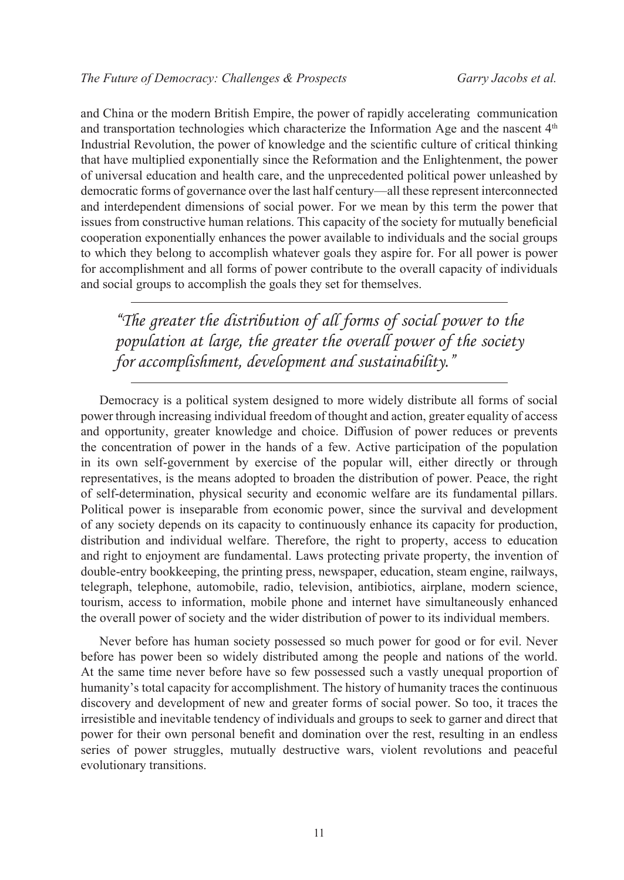and China or the modern British Empire, the power of rapidly accelerating communication and transportation technologies which characterize the Information Age and the nascent $4^{th}$ Industrial Revolution, the power of knowledge and the scientific culture of critical thinking that have multiplied exponentially since the Reformation and the Enlightenment, the power of universal education and health care, and the unprecedented political power unleashed by democratic forms of governance over the last half century—all these represent interconnected and interdependent dimensions of social power. For we mean by this term the power that issues from constructive human relations. This capacity of the society for mutually beneficial cooperation exponentially enhances the power available to individuals and the social groups to which they belong to accomplish whatever goals they aspire for. For all power is power for accomplishment and all forms of power contribute to the overall capacity of individuals and social groups to accomplish the goals they set for themselves.

> *"The greater the distribution of all forms of social power to the population at large, the greater the overall power of the society for accomplishment, development and sustainability."*

Democracy is a political system designed to more widely distribute all forms of social power through increasing individual freedom of thought and action, greater equality of access and opportunity, greater knowledge and choice. Diffusion of power reduces or prevents the concentration of power in the hands of a few. Active participation of the population in its own self-government by exercise of the popular will, either directly or through representatives, is the means adopted to broaden the distribution of power. Peace, the right of self-determination, physical security and economic welfare are its fundamental pillars. Political power is inseparable from economic power, since the survival and development of any society depends on its capacity to continuously enhance its capacity for production, distribution and individual welfare. Therefore, the right to property, access to education and right to enjoyment are fundamental. Laws protecting private property, the invention of double-entry bookkeeping, the printing press, newspaper, education, steam engine, railways, telegraph, telephone, automobile, radio, television, antibiotics, airplane, modern science, tourism, access to information, mobile phone and internet have simultaneously enhanced the overall power of society and the wider distribution of power to its individual members.

Never before has human society possessed so much power for good or for evil. Never before has power been so widely distributed among the people and nations of the world. At the same time never before have so few possessed such a vastly unequal proportion of humanity's total capacity for accomplishment. The history of humanity traces the continuous discovery and development of new and greater forms of social power. So too, it traces the irresistible and inevitable tendency of individuals and groups to seek to garner and direct that power for their own personal benefit and domination over the rest, resulting in an endless series of power struggles, mutually destructive wars, violent revolutions and peaceful evolutionary transitions.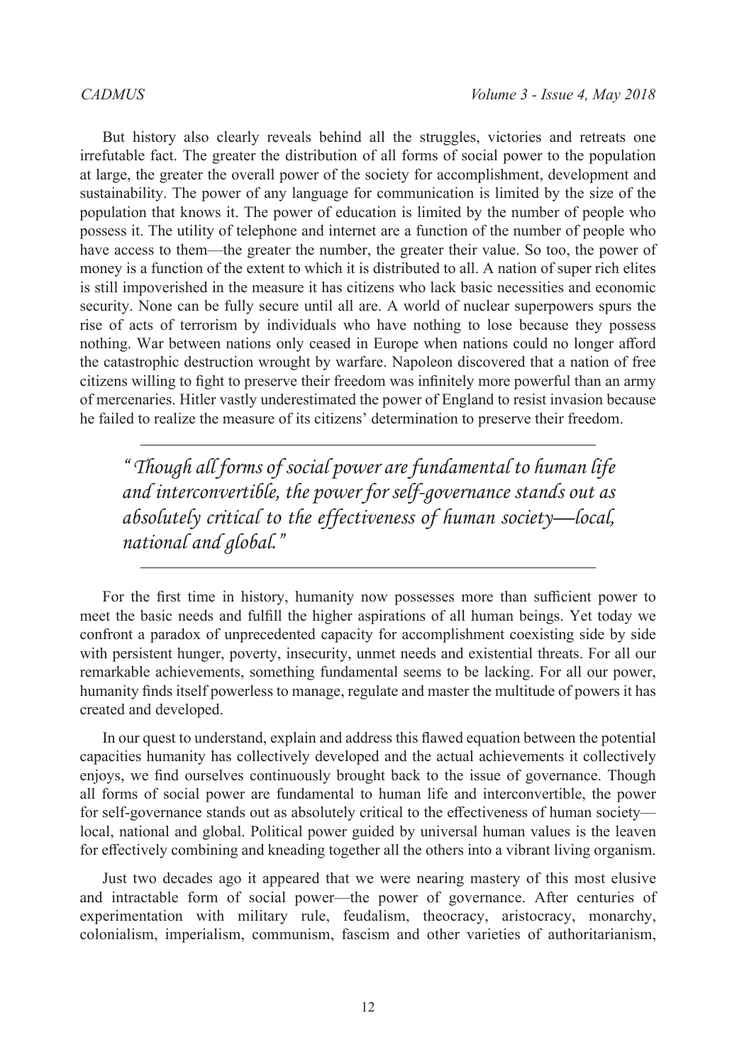But history also clearly reveals behind all the struggles, victories and retreats one irrefutable fact. The greater the distribution of all forms of social power to the population at large, the greater the overall power of the society for accomplishment, development and sustainability. The power of any language for communication is limited by the size of the population that knows it. The power of education is limited by the number of people who possess it. The utility of telephone and internet are a function of the number of people who have access to them—the greater the number, the greater their value. So too, the power of money is a function of the extent to which it is distributed to all. A nation of super rich elites is still impoverished in the measure it has citizens who lack basic necessities and economic security. None can be fully secure until all are. A world of nuclear superpowers spurs the rise of acts of terrorism by individuals who have nothing to lose because they possess nothing. War between nations only ceased in Europe when nations could no longer afford the catastrophic destruction wrought by warfare. Napoleon discovered that a nation of free citizens willing to fight to preserve their freedom was infinitely more powerful than an army of mercenaries. Hitler vastly underestimated the power of England to resist invasion because he failed to realize the measure of its citizens' determination to preserve their freedom.

> *"Though all forms of social power are fundamental to human life and interconvertible, the power for self-governance stands out as absolutely critical to the effectiveness of human society—local, national and global."*

For the first time in history, humanity now possesses more than sufficient power to meet the basic needs and fulfill the higher aspirations of all human beings. Yet today we confront a paradox of unprecedented capacity for accomplishment coexisting side by side with persistent hunger, poverty, insecurity, unmet needs and existential threats. For all our remarkable achievements, something fundamental seems to be lacking. For all our power, humanity finds itself powerless to manage, regulate and master the multitude of powers it has created and developed.

In our quest to understand, explain and address this flawed equation between the potential capacities humanity has collectively developed and the actual achievements it collectively enjoys, we find ourselves continuously brought back to the issue of governance. Though all forms of social power are fundamental to human life and interconvertible, the power for self-governance stands out as absolutely critical to the effectiveness of human society—local, national and global. Political power guided by universal human values is the leaven for effectively combining and kneading together all the others into a vibrant living organism.

Just two decades ago it appeared that we were nearing mastery of this most elusive and intractable form of social power—the power of governance. After centuries of experimentation with military rule, feudalism, theocracy, aristocracy, monarchy, colonialism, imperialism, communism, fascism and other varieties of authoritarianism,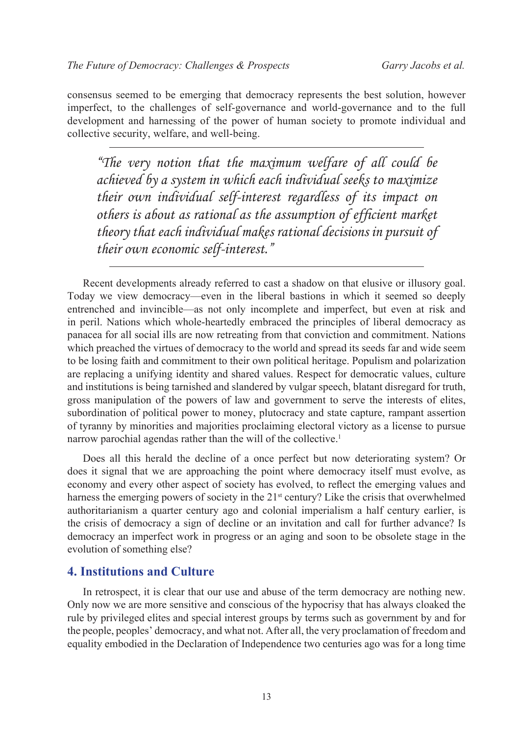consensus seemed to be emerging that democracy represents the best solution, however imperfect, to the challenges of self-governance and world-governance and to the full development and harnessing of the power of human society to promote individual and collective security, welfare, and well-being.

> *"The very notion that the maximum welfare of all could be achieved by a system in which each individual seeks to maximize their own individual self-interest regardless of its impact on others is about as rational as the assumption of efficient market theory that each individual makes rational decisions in pursuit of their own economic self-interest."*

Recent developments already referred to cast a shadow on that elusive or illusory goal. Today we view democracy—even in the liberal bastions in which it seemed so deeply entrenched and invincible—as not only incomplete and imperfect, but even at risk and in peril. Nations which whole-heartedly embraced the principles of liberal democracy as panacea for all social ills are now retreating from that conviction and commitment. Nations which preached the virtues of democracy to the world and spread its seeds far and wide seem to be losing faith and commitment to their own political heritage. Populism and polarization are replacing a unifying identity and shared values. Respect for democratic values, culture and institutions is being tarnished and slandered by vulgar speech, blatant disregard for truth, gross manipulation of the powers of law and government to serve the interests of elites, subordination of political power to money, plutocracy and state capture, rampant assertion of tyranny by minorities and majorities proclaiming electoral victory as a license to pursue narrow parochial agendas rather than the will of the collective.[1]

Does all this herald the decline of a once perfect but now deteriorating system? Or does it signal that we are approaching the point where democracy itself must evolve, as economy and every other aspect of society has evolved, to reflect the emerging values and harness the emerging powers of society in the 21st century? Like the crisis that overwhelmed authoritarianism a quarter century ago and colonial imperialism a half century earlier, is the crisis of democracy a sign of decline or an invitation and call for further advance? Is democracy an imperfect work in progress or an aging and soon to be obsolete stage in the evolution of something else?

## 4. Institutions and Culture

In retrospect, it is clear that our use and abuse of the term democracy are nothing new. Only now we are more sensitive and conscious of the hypocrisy that has always cloaked the rule by privileged elites and special interest groups by terms such as government by and for the people, peoples' democracy, and what not. After all, the very proclamation of freedom and equality embodied in the Declaration of Independence two centuries ago was for a long time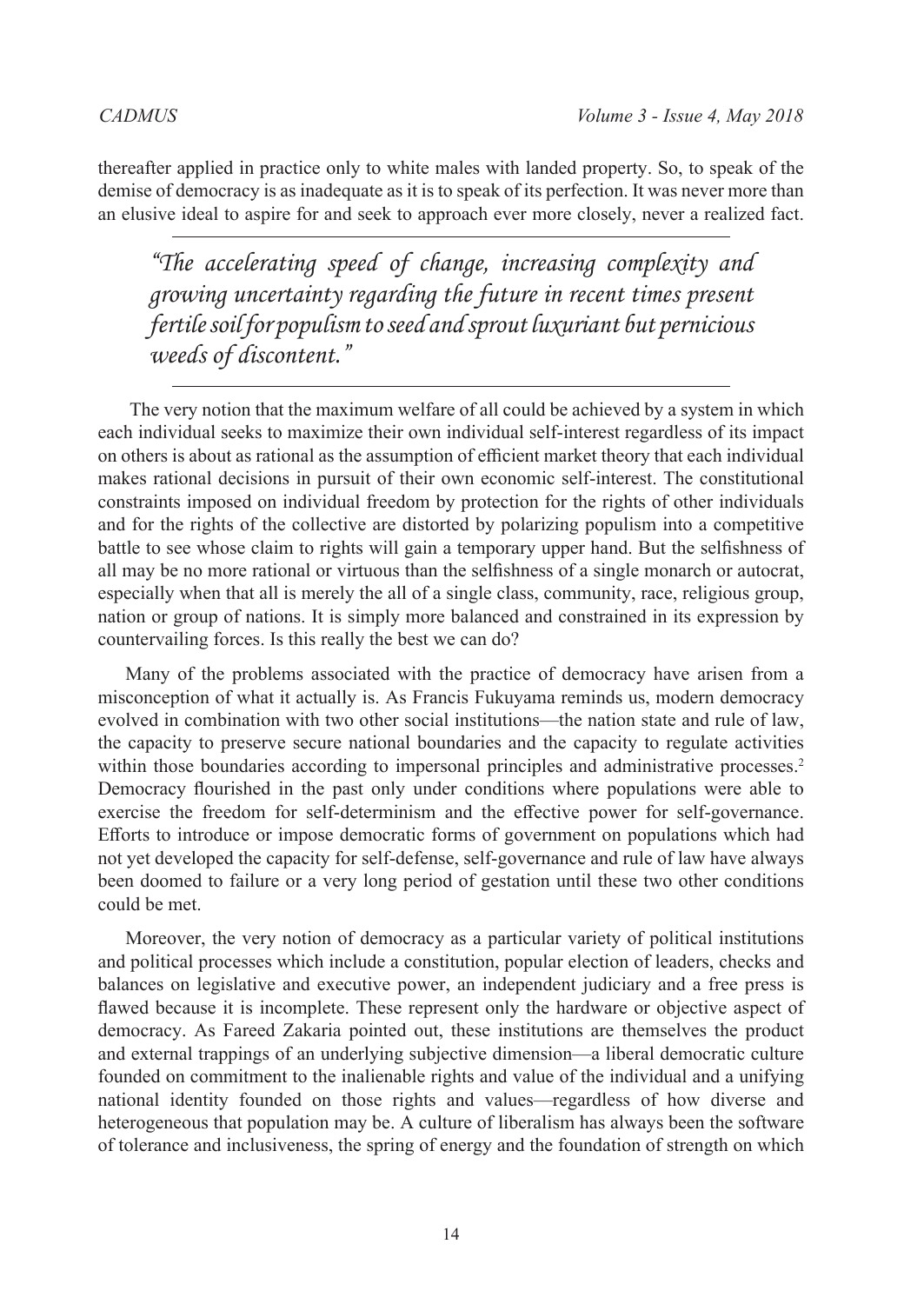thereafter applied in practice only to white males with landed property. So, to speak of the demise of democracy is as inadequate as it is to speak of its perfection. It was never more than an elusive ideal to aspire for and seek to approach ever more closely, never a realized fact.

> *"The accelerating speed of change, increasing complexity and growing uncertainty regarding the future in recent times present fertile soil for populism to seed and sprout luxuriant but pernicious weeds of discontent."*

The very notion that the maximum welfare of all could be achieved by a system in which each individual seeks to maximize their own individual self-interest regardless of its impact on others is about as rational as the assumption of efficient market theory that each individual makes rational decisions in pursuit of their own economic self-interest. The constitutional constraints imposed on individual freedom by protection for the rights of other individuals and for the rights of the collective are distorted by polarizing populism into a competitive battle to see whose claim to rights will gain a temporary upper hand. But the selfishness of all may be no more rational or virtuous than the selfishness of a single monarch or autocrat, especially when that all is merely the all of a single class, community, race, religious group, nation or group of nations. It is simply more balanced and constrained in its expression by countervailing forces. Is this really the best we can do?

Many of the problems associated with the practice of democracy have arisen from a misconception of what it actually is. As Francis Fukuyama reminds us, modern democracy evolved in combination with two other social institutions—the nation state and rule of law, the capacity to preserve secure national boundaries and the capacity to regulate activities within those boundaries according to impersonal principles and administrative processes.[2] Democracy flourished in the past only under conditions where populations were able to exercise the freedom for self-determinism and the effective power for self-governance. Efforts to introduce or impose democratic forms of government on populations which had not yet developed the capacity for self-defense, self-governance and rule of law have always been doomed to failure or a very long period of gestation until these two other conditions could be met.

Moreover, the very notion of democracy as a particular variety of political institutions and political processes which include a constitution, popular election of leaders, checks and balances on legislative and executive power, an independent judiciary and a free press is flawed because it is incomplete. These represent only the hardware or objective aspect of democracy. As Fareed Zakaria pointed out, these institutions are themselves the product and external trappings of an underlying subjective dimension—a liberal democratic culture founded on commitment to the inalienable rights and value of the individual and a unifying national identity founded on those rights and values—regardless of how diverse and heterogeneous that population may be. A culture of liberalism has always been the software of tolerance and inclusiveness, the spring of energy and the foundation of strength on which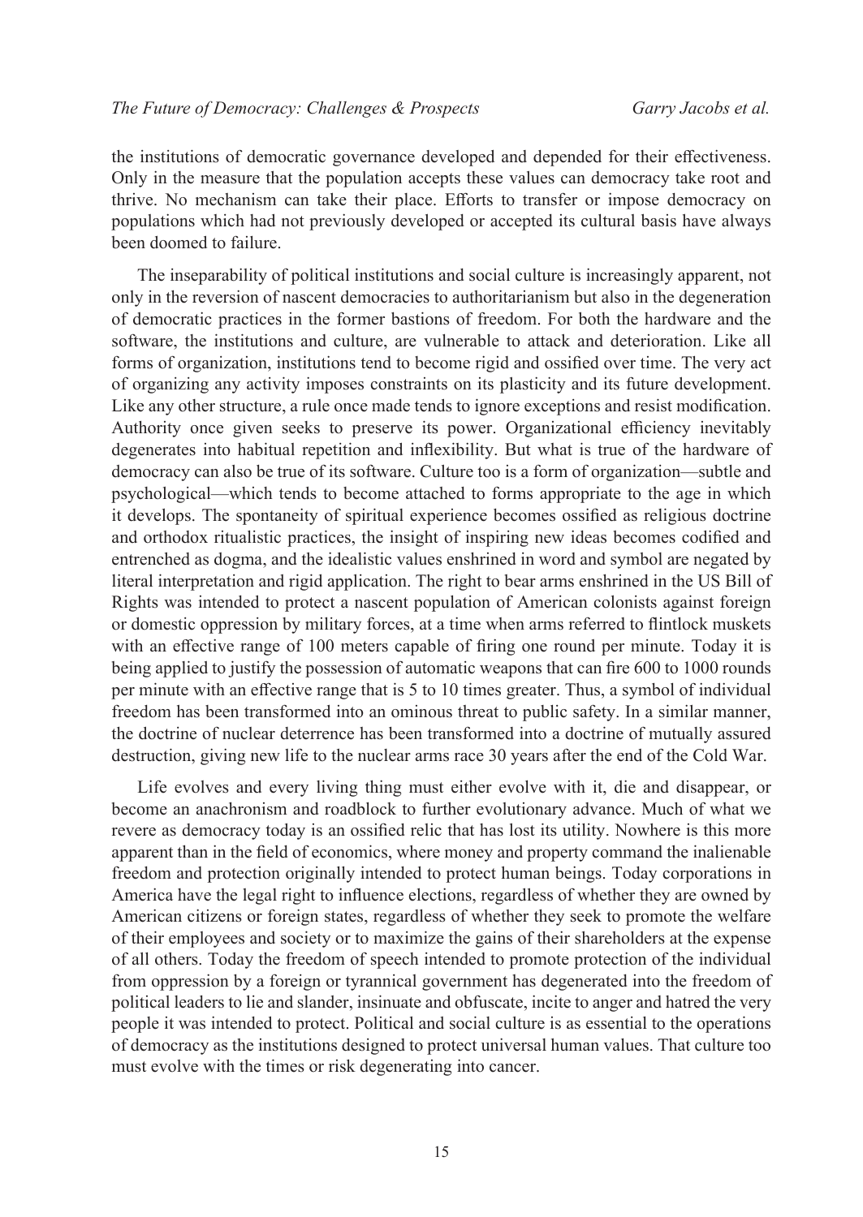the institutions of democratic governance developed and depended for their effectiveness. Only in the measure that the population accepts these values can democracy take root and thrive. No mechanism can take their place. Efforts to transfer or impose democracy on populations which had not previously developed or accepted its cultural basis have always been doomed to failure.

The inseparability of political institutions and social culture is increasingly apparent, not only in the reversion of nascent democracies to authoritarianism but also in the degeneration of democratic practices in the former bastions of freedom. For both the hardware and the software, the institutions and culture, are vulnerable to attack and deterioration. Like all forms of organization, institutions tend to become rigid and ossified over time. The very act of organizing any activity imposes constraints on its plasticity and its future development. Like any other structure, a rule once made tends to ignore exceptions and resist modification. Authority once given seeks to preserve its power. Organizational efficiency inevitably degenerates into habitual repetition and inflexibility. But what is true of the hardware of democracy can also be true of its software. Culture too is a form of organization—subtle and psychological—which tends to become attached to forms appropriate to the age in which it develops. The spontaneity of spiritual experience becomes ossified as religious doctrine and orthodox ritualistic practices, the insight of inspiring new ideas becomes codified and entrenched as dogma, and the idealistic values enshrined in word and symbol are negated by literal interpretation and rigid application. The right to bear arms enshrined in the US Bill of Rights was intended to protect a nascent population of American colonists against foreign or domestic oppression by military forces, at a time when arms referred to flintlock muskets with an effective range of 100 meters capable of firing one round per minute. Today it is being applied to justify the possession of automatic weapons that can fire 600 to 1000 rounds per minute with an effective range that is 5 to 10 times greater. Thus, a symbol of individual freedom has been transformed into an ominous threat to public safety. In a similar manner, the doctrine of nuclear deterrence has been transformed into a doctrine of mutually assured destruction, giving new life to the nuclear arms race 30 years after the end of the Cold War.

Life evolves and every living thing must either evolve with it, die and disappear, or become an anachronism and roadblock to further evolutionary advance. Much of what we revere as democracy today is an ossified relic that has lost its utility. Nowhere is this more apparent than in the field of economics, where money and property command the inalienable freedom and protection originally intended to protect human beings. Today corporations in America have the legal right to influence elections, regardless of whether they are owned by American citizens or foreign states, regardless of whether they seek to promote the welfare of their employees and society or to maximize the gains of their shareholders at the expense of all others. Today the freedom of speech intended to promote protection of the individual from oppression by a foreign or tyrannical government has degenerated into the freedom of political leaders to lie and slander, insinuate and obfuscate, incite to anger and hatred the very people it was intended to protect. Political and social culture is as essential to the operations of democracy as the institutions designed to protect universal human values. That culture too must evolve with the times or risk degenerating into cancer.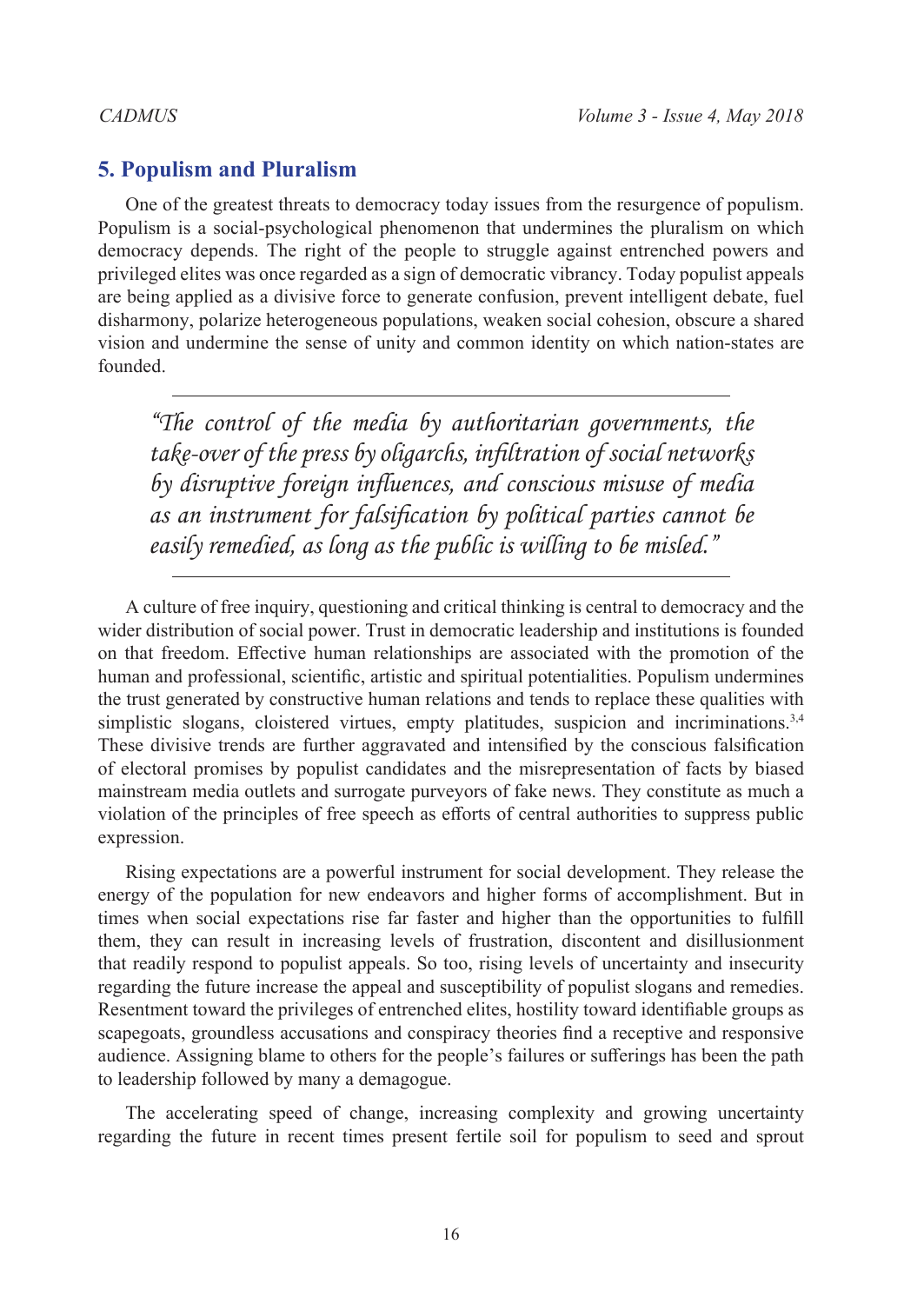## 5. Populism and Pluralism

One of the greatest threats to democracy today issues from the resurgence of populism. Populism is a social-psychological phenomenon that undermines the pluralism on which democracy depends. The right of the people to struggle against entrenched powers and privileged elites was once regarded as a sign of democratic vibrancy. Today populist appeals are being applied as a divisive force to generate confusion, prevent intelligent debate, fuel disharmony, polarize heterogeneous populations, weaken social cohesion, obscure a shared vision and undermine the sense of unity and common identity on which nation-states are founded.

> *"The control of the media by authoritarian governments, the take-over of the press by oligarchs, infiltration of social networks by disruptive foreign influences, and conscious misuse of media as an instrument for falsification by political parties cannot be easily remedied, as long as the public is willing to be misled."*

A culture of free inquiry, questioning and critical thinking is central to democracy and the wider distribution of social power. Trust in democratic leadership and institutions is founded on that freedom. Effective human relationships are associated with the promotion of the human and professional, scientific, artistic and spiritual potentialities. Populism undermines the trust generated by constructive human relations and tends to replace these qualities with simplistic slogans, cloistered virtues, empty platitudes, suspicion and incriminations.[3,4] These divisive trends are further aggravated and intensified by the conscious falsification of electoral promises by populist candidates and the misrepresentation of facts by biased mainstream media outlets and surrogate purveyors of fake news. They constitute as much a violation of the principles of free speech as efforts of central authorities to suppress public expression.

Rising expectations are a powerful instrument for social development. They release the energy of the population for new endeavors and higher forms of accomplishment. But in times when social expectations rise far faster and higher than the opportunities to fulfill them, they can result in increasing levels of frustration, discontent and disillusionment that readily respond to populist appeals. So too, rising levels of uncertainty and insecurity regarding the future increase the appeal and susceptibility of populist slogans and remedies. Resentment toward the privileges of entrenched elites, hostility toward identifiable groups as scapegoats, groundless accusations and conspiracy theories find a receptive and responsive audience. Assigning blame to others for the people's failures or sufferings has been the path to leadership followed by many a demagogue.

The accelerating speed of change, increasing complexity and growing uncertainty regarding the future in recent times present fertile soil for populism to seed and sprout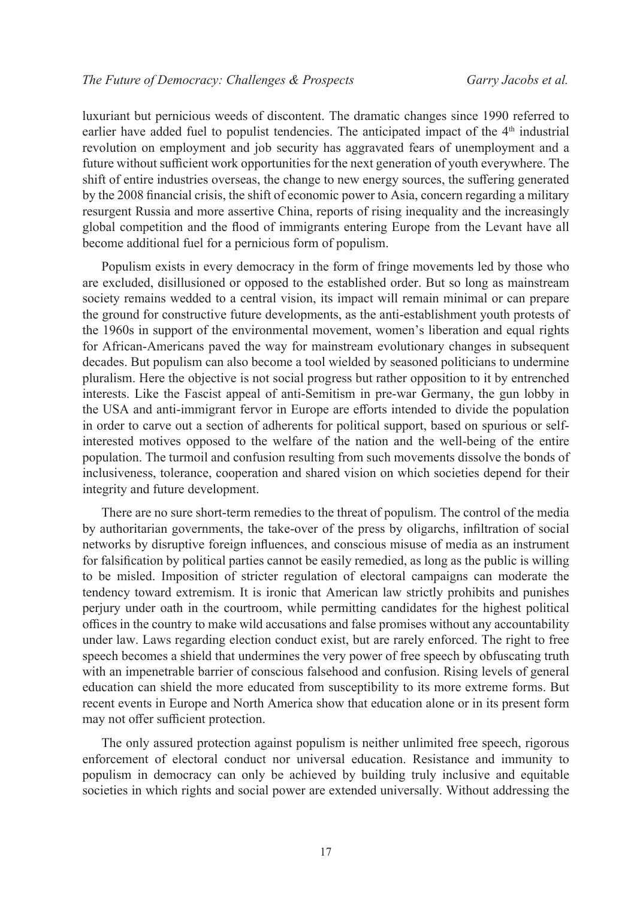luxuriant but pernicious weeds of discontent. The dramatic changes since 1990 referred to earlier have added fuel to populist tendencies. The anticipated impact of the 4th industrial revolution on employment and job security has aggravated fears of unemployment and a future without sufficient work opportunities for the next generation of youth everywhere. The shift of entire industries overseas, the change to new energy sources, the suffering generated by the 2008 financial crisis, the shift of economic power to Asia, concern regarding a military resurgent Russia and more assertive China, reports of rising inequality and the increasingly global competition and the flood of immigrants entering Europe from the Levant have all become additional fuel for a pernicious form of populism.

Populism exists in every democracy in the form of fringe movements led by those who are excluded, disillusioned or opposed to the established order. But so long as mainstream society remains wedded to a central vision, its impact will remain minimal or can prepare the ground for constructive future developments, as the anti-establishment youth protests of the 1960s in support of the environmental movement, women's liberation and equal rights for African-Americans paved the way for mainstream evolutionary changes in subsequent decades. But populism can also become a tool wielded by seasoned politicians to undermine pluralism. Here the objective is not social progress but rather opposition to it by entrenched interests. Like the Fascist appeal of anti-Semitism in pre-war Germany, the gun lobby in the USA and anti-immigrant fervor in Europe are efforts intended to divide the population in order to carve out a section of adherents for political support, based on spurious or self-interested motives opposed to the welfare of the nation and the well-being of the entire population. The turmoil and confusion resulting from such movements dissolve the bonds of inclusiveness, tolerance, cooperation and shared vision on which societies depend for their integrity and future development.

There are no sure short-term remedies to the threat of populism. The control of the media by authoritarian governments, the take-over of the press by oligarchs, infiltration of social networks by disruptive foreign influences, and conscious misuse of media as an instrument for falsification by political parties cannot be easily remedied, as long as the public is willing to be misled. Imposition of stricter regulation of electoral campaigns can moderate the tendency toward extremism. It is ironic that American law strictly prohibits and punishes perjury under oath in the courtroom, while permitting candidates for the highest political offices in the country to make wild accusations and false promises without any accountability under law. Laws regarding election conduct exist, but are rarely enforced. The right to free speech becomes a shield that undermines the very power of free speech by obfuscating truth with an impenetrable barrier of conscious falsehood and confusion. Rising levels of general education can shield the more educated from susceptibility to its more extreme forms. But recent events in Europe and North America show that education alone or in its present form may not offer sufficient protection.

The only assured protection against populism is neither unlimited free speech, rigorous enforcement of electoral conduct nor universal education. Resistance and immunity to populism in democracy can only be achieved by building truly inclusive and equitable societies in which rights and social power are extended universally. Without addressing the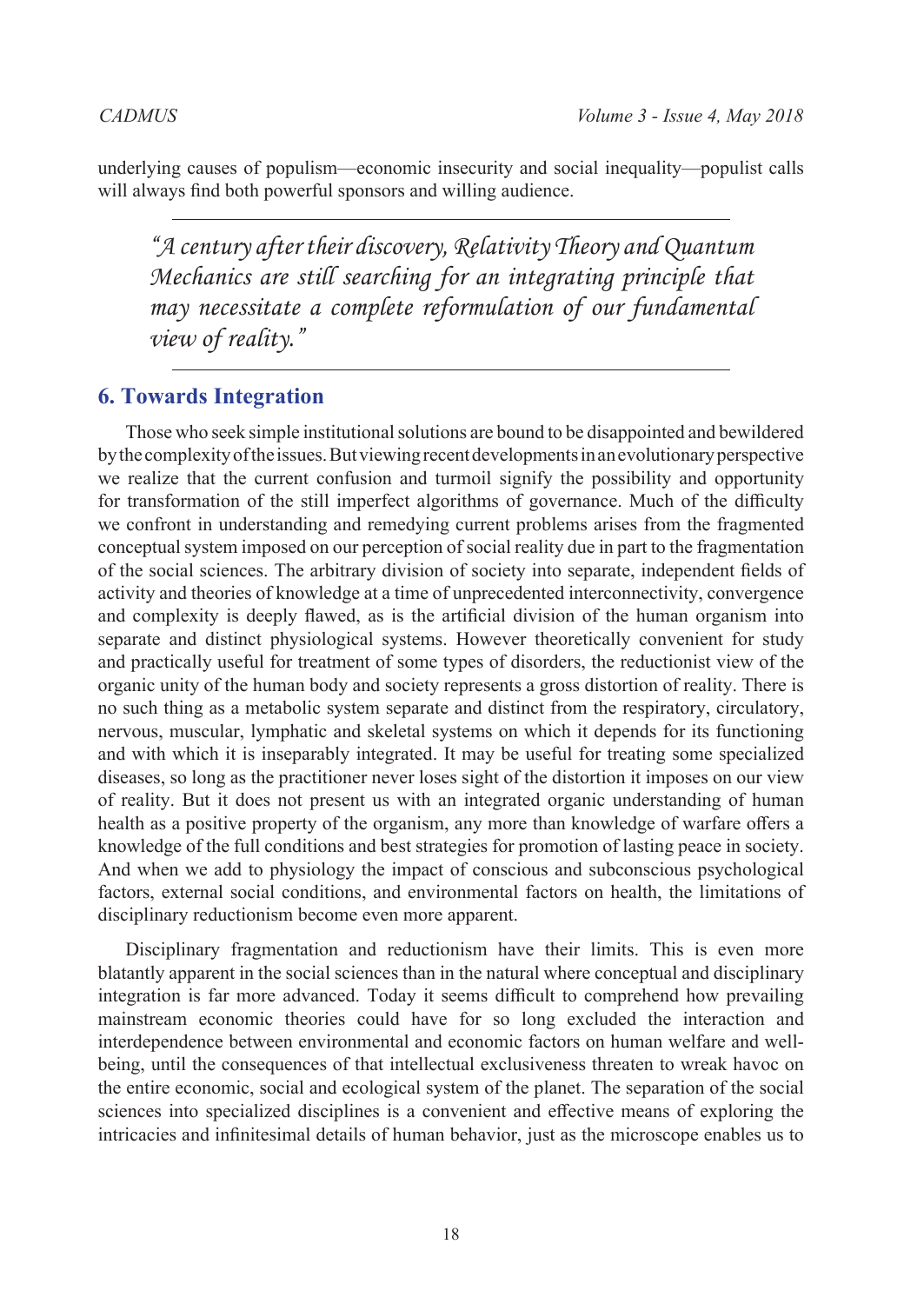underlying causes of populism—economic insecurity and social inequality—populist calls will always find both powerful sponsors and willing audience.

> *"A century after their discovery, Relativity Theory and Quantum Mechanics are still searching for an integrating principle that may necessitate a complete reformulation of our fundamental view of reality."*

## 6. Towards Integration

Those who seek simple institutional solutions are bound to be disappointed and bewildered by the complexity of the issues. But viewing recent developments in an evolutionary perspective we realize that the current confusion and turmoil signify the possibility and opportunity for transformation of the still imperfect algorithms of governance. Much of the difficulty we confront in understanding and remedying current problems arises from the fragmented conceptual system imposed on our perception of social reality due in part to the fragmentation of the social sciences. The arbitrary division of society into separate, independent fields of activity and theories of knowledge at a time of unprecedented interconnectivity, convergence and complexity is deeply flawed, as is the artificial division of the human organism into separate and distinct physiological systems. However theoretically convenient for study and practically useful for treatment of some types of disorders, the reductionist view of the organic unity of the human body and society represents a gross distortion of reality. There is no such thing as a metabolic system separate and distinct from the respiratory, circulatory, nervous, muscular, lymphatic and skeletal systems on which it depends for its functioning and with which it is inseparably integrated. It may be useful for treating some specialized diseases, so long as the practitioner never loses sight of the distortion it imposes on our view of reality. But it does not present us with an integrated organic understanding of human health as a positive property of the organism, any more than knowledge of warfare offers a knowledge of the full conditions and best strategies for promotion of lasting peace in society. And when we add to physiology the impact of conscious and subconscious psychological factors, external social conditions, and environmental factors on health, the limitations of disciplinary reductionism become even more apparent.

Disciplinary fragmentation and reductionism have their limits. This is even more blatantly apparent in the social sciences than in the natural where conceptual and disciplinary integration is far more advanced. Today it seems difficult to comprehend how prevailing mainstream economic theories could have for so long excluded the interaction and interdependence between environmental and economic factors on human welfare and well-being, until the consequences of that intellectual exclusiveness threaten to wreak havoc on the entire economic, social and ecological system of the planet. The separation of the social sciences into specialized disciplines is a convenient and effective means of exploring the intricacies and infinitesimal details of human behavior, just as the microscope enables us to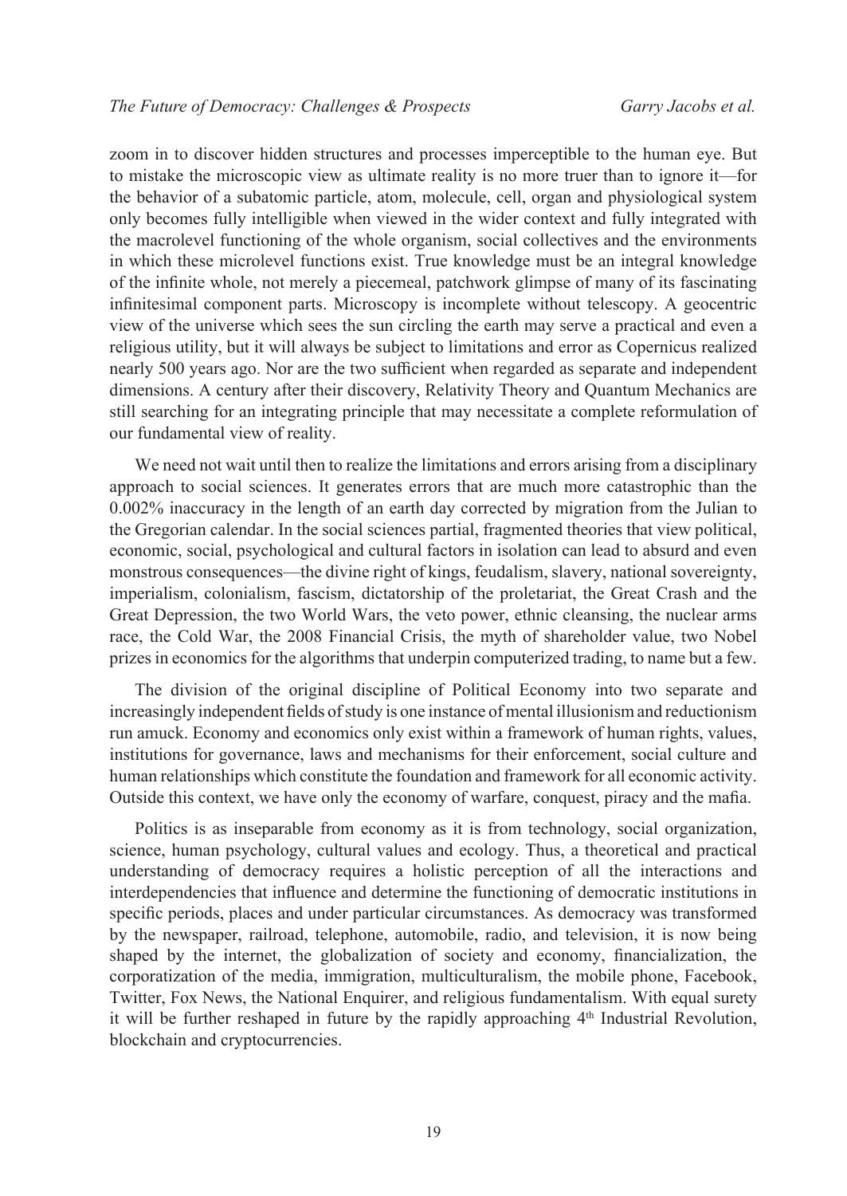zoom in to discover hidden structures and processes imperceptible to the human eye. But to mistake the microscopic view as ultimate reality is no more truer than to ignore it—for the behavior of a subatomic particle, atom, molecule, cell, organ and physiological system only becomes fully intelligible when viewed in the wider context and fully integrated with the macrolevel functioning of the whole organism, social collectives and the environments in which these microlevel functions exist. True knowledge must be an integral knowledge of the infinite whole, not merely a piecemeal, patchwork glimpse of many of its fascinating infinitesimal component parts. Microscopy is incomplete without telescopy. A geocentric view of the universe which sees the sun circling the earth may serve a practical and even a religious utility, but it will always be subject to limitations and error as Copernicus realized nearly 500 years ago. Nor are the two sufficient when regarded as separate and independent dimensions. A century after their discovery, Relativity Theory and Quantum Mechanics are still searching for an integrating principle that may necessitate a complete reformulation of our fundamental view of reality.

We need not wait until then to realize the limitations and errors arising from a disciplinary approach to social sciences. It generates errors that are much more catastrophic than the 0.002% inaccuracy in the length of an earth day corrected by migration from the Julian to the Gregorian calendar. In the social sciences partial, fragmented theories that view political, economic, social, psychological and cultural factors in isolation can lead to absurd and even monstrous consequences—the divine right of kings, feudalism, slavery, national sovereignty, imperialism, colonialism, fascism, dictatorship of the proletariat, the Great Crash and the Great Depression, the two World Wars, the veto power, ethnic cleansing, the nuclear arms race, the Cold War, the 2008 Financial Crisis, the myth of shareholder value, two Nobel prizes in economics for the algorithms that underpin computerized trading, to name but a few.

The division of the original discipline of Political Economy into two separate and increasingly independent fields of study is one instance of mental illusionism and reductionism run amuck. Economy and economics only exist within a framework of human rights, values, institutions for governance, laws and mechanisms for their enforcement, social culture and human relationships which constitute the foundation and framework for all economic activity. Outside this context, we have only the economy of warfare, conquest, piracy and the mafia.

Politics is as inseparable from economy as it is from technology, social organization, science, human psychology, cultural values and ecology. Thus, a theoretical and practical understanding of democracy requires a holistic perception of all the interactions and interdependencies that influence and determine the functioning of democratic institutions in specific periods, places and under particular circumstances. As democracy was transformed by the newspaper, railroad, telephone, automobile, radio, and television, it is now being shaped by the internet, the globalization of society and economy, financialization, the corporatization of the media, immigration, multiculturalism, the mobile phone, Facebook, Twitter, Fox News, the National Enquirer, and religious fundamentalism. With equal surety it will be further reshaped in future by the rapidly approaching 4th Industrial Revolution, blockchain and cryptocurrencies.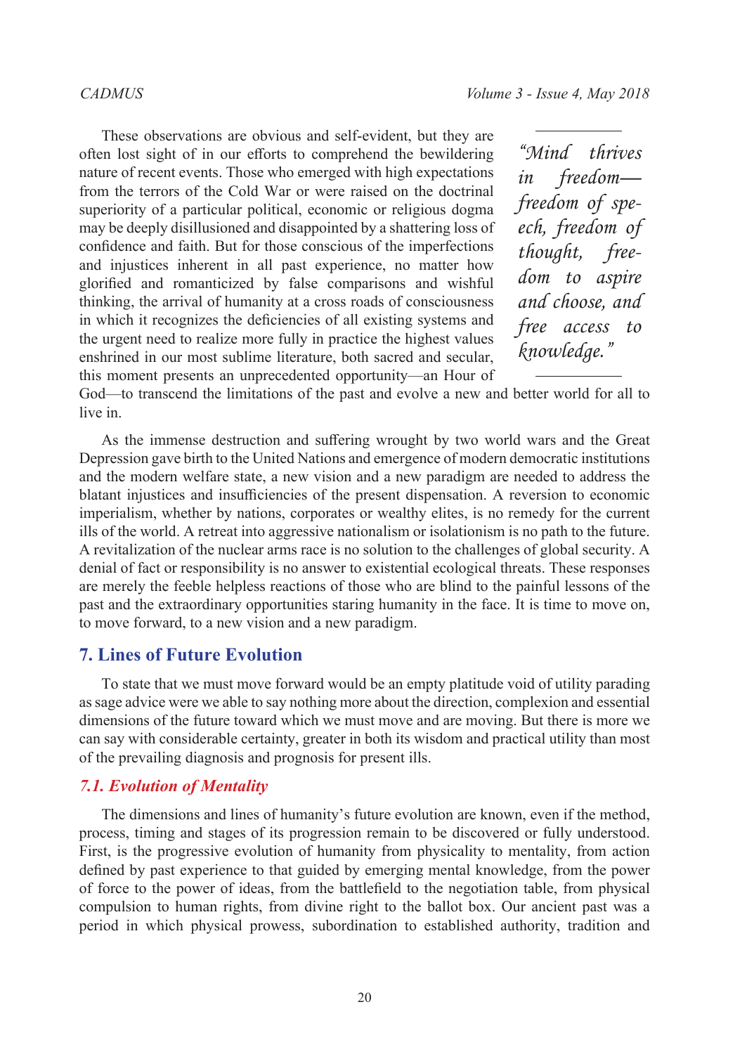These observations are obvious and self-evident, but they are often lost sight of in our efforts to comprehend the bewildering nature of recent events. Those who emerged with high expectations from the terrors of the Cold War or were raised on the doctrinal superiority of a particular political, economic or religious dogma may be deeply disillusioned and disappointed by a shattering loss of confidence and faith. But for those conscious of the imperfections and injustices inherent in all past experience, no matter how glorified and romanticized by false comparisons and wishful thinking, the arrival of humanity at a cross roads of consciousness in which it recognizes the deficiencies of all existing systems and the urgent need to realize more fully in practice the highest values enshrined in our most sublime literature, both sacred and secular, this moment presents an unprecedented opportunity—an Hour of God—to transcend the limitations of the past and evolve a new and better world for all to live in.

> *"Mind thrives in freedom—freedom of speech, freedom of thought, freedom to aspire and choose, and free access to knowledge."*

As the immense destruction and suffering wrought by two world wars and the Great Depression gave birth to the United Nations and emergence of modern democratic institutions and the modern welfare state, a new vision and a new paradigm are needed to address the blatant injustices and insufficiencies of the present dispensation. A reversion to economic imperialism, whether by nations, corporates or wealthy elites, is no remedy for the current ills of the world. A retreat into aggressive nationalism or isolationism is no path to the future. A revitalization of the nuclear arms race is no solution to the challenges of global security. A denial of fact or responsibility is no answer to existential ecological threats. These responses are merely the feeble helpless reactions of those who are blind to the painful lessons of the past and the extraordinary opportunities staring humanity in the face. It is time to move on, to move forward, to a new vision and a new paradigm.

## 7. Lines of Future Evolution

To state that we must move forward would be an empty platitude void of utility parading as sage advice were we able to say nothing more about the direction, complexion and essential dimensions of the future toward which we must move and are moving. But there is more we can say with considerable certainty, greater in both its wisdom and practical utility than most of the prevailing diagnosis and prognosis for present ills.

### *7.1. Evolution of Mentality*

The dimensions and lines of humanity's future evolution are known, even if the method, process, timing and stages of its progression remain to be discovered or fully understood. First, is the progressive evolution of humanity from physicality to mentality, from action defined by past experience to that guided by emerging mental knowledge, from the power of force to the power of ideas, from the battlefield to the negotiation table, from physical compulsion to human rights, from divine right to the ballot box. Our ancient past was a period in which physical prowess, subordination to established authority, tradition and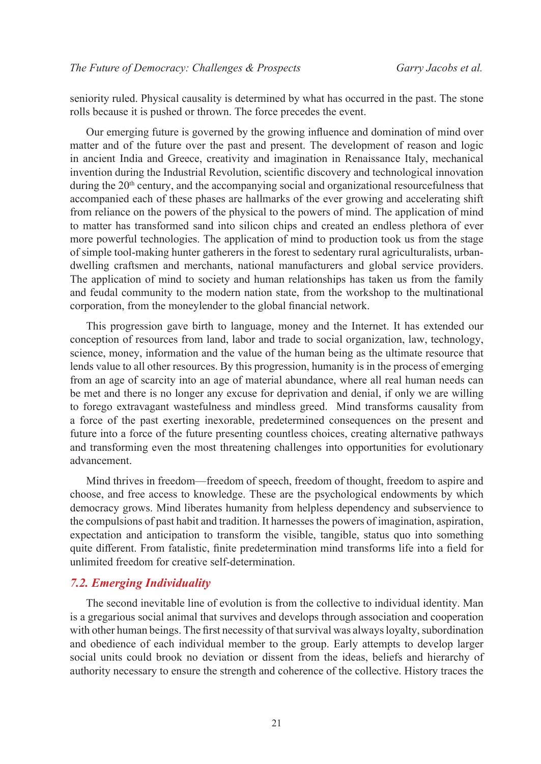seniority ruled. Physical causality is determined by what has occurred in the past. The stone rolls because it is pushed or thrown. The force precedes the event.

Our emerging future is governed by the growing influence and domination of mind over matter and of the future over the past and present. The development of reason and logic in ancient India and Greece, creativity and imagination in Renaissance Italy, mechanical invention during the Industrial Revolution, scientific discovery and technological innovation during the 20th century, and the accompanying social and organizational resourcefulness that accompanied each of these phases are hallmarks of the ever growing and accelerating shift from reliance on the powers of the physical to the powers of mind. The application of mind to matter has transformed sand into silicon chips and created an endless plethora of ever more powerful technologies. The application of mind to production took us from the stage of simple tool-making hunter gatherers in the forest to sedentary rural agriculturalists, urban-dwelling craftsmen and merchants, national manufacturers and global service providers. The application of mind to society and human relationships has taken us from the family and feudal community to the modern nation state, from the workshop to the multinational corporation, from the moneylender to the global financial network.

This progression gave birth to language, money and the Internet. It has extended our conception of resources from land, labor and trade to social organization, law, technology, science, money, information and the value of the human being as the ultimate resource that lends value to all other resources. By this progression, humanity is in the process of emerging from an age of scarcity into an age of material abundance, where all real human needs can be met and there is no longer any excuse for deprivation and denial, if only we are willing to forego extravagant wastefulness and mindless greed. Mind transforms causality from a force of the past exerting inexorable, predetermined consequences on the present and future into a force of the future presenting countless choices, creating alternative pathways and transforming even the most threatening challenges into opportunities for evolutionary advancement.

Mind thrives in freedom—freedom of speech, freedom of thought, freedom to aspire and choose, and free access to knowledge. These are the psychological endowments by which democracy grows. Mind liberates humanity from helpless dependency and subservience to the compulsions of past habit and tradition. It harnesses the powers of imagination, aspiration, expectation and anticipation to transform the visible, tangible, status quo into something quite different. From fatalistic, finite predetermination mind transforms life into a field for unlimited freedom for creative self-determination.

### *7.2. Emerging Individuality*

The second inevitable line of evolution is from the collective to individual identity. Man is a gregarious social animal that survives and develops through association and cooperation with other human beings. The first necessity of that survival was always loyalty, subordination and obedience of each individual member to the group. Early attempts to develop larger social units could brook no deviation or dissent from the ideas, beliefs and hierarchy of authority necessary to ensure the strength and coherence of the collective. History traces the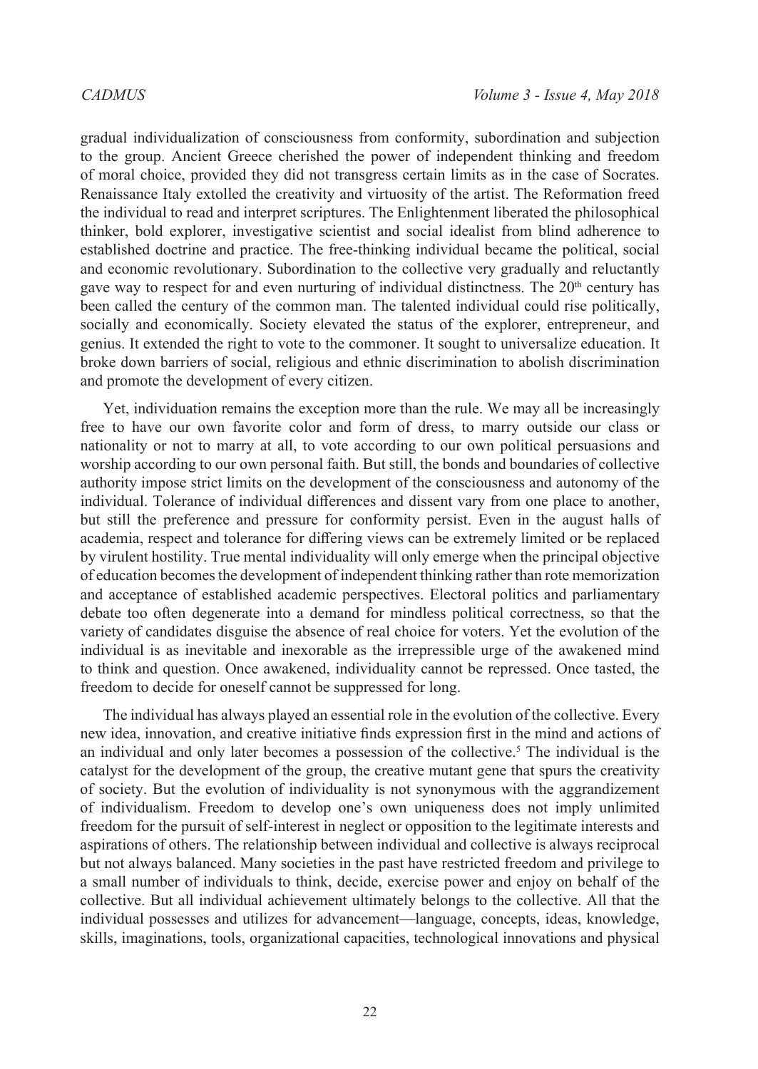gradual individualization of consciousness from conformity, subordination and subjection to the group. Ancient Greece cherished the power of independent thinking and freedom of moral choice, provided they did not transgress certain limits as in the case of Socrates. Renaissance Italy extolled the creativity and virtuosity of the artist. The Reformation freed the individual to read and interpret scriptures. The Enlightenment liberated the philosophical thinker, bold explorer, investigative scientist and social idealist from blind adherence to established doctrine and practice. The free-thinking individual became the political, social and economic revolutionary. Subordination to the collective very gradually and reluctantly gave way to respect for and even nurturing of individual distinctness. The 20th century has been called the century of the common man. The talented individual could rise politically, socially and economically. Society elevated the status of the explorer, entrepreneur, and genius. It extended the right to vote to the commoner. It sought to universalize education. It broke down barriers of social, religious and ethnic discrimination to abolish discrimination and promote the development of every citizen.

Yet, individuation remains the exception more than the rule. We may all be increasingly free to have our own favorite color and form of dress, to marry outside our class or nationality or not to marry at all, to vote according to our own political persuasions and worship according to our own personal faith. But still, the bonds and boundaries of collective authority impose strict limits on the development of the consciousness and autonomy of the individual. Tolerance of individual differences and dissent vary from one place to another, but still the preference and pressure for conformity persist. Even in the august halls of academia, respect and tolerance for differing views can be extremely limited or be replaced by virulent hostility. True mental individuality will only emerge when the principal objective of education becomes the development of independent thinking rather than rote memorization and acceptance of established academic perspectives. Electoral politics and parliamentary debate too often degenerate into a demand for mindless political correctness, so that the variety of candidates disguise the absence of real choice for voters. Yet the evolution of the individual is as inevitable and inexorable as the irrepressible urge of the awakened mind to think and question. Once awakened, individuality cannot be repressed. Once tasted, the freedom to decide for oneself cannot be suppressed for long.

The individual has always played an essential role in the evolution of the collective. Every new idea, innovation, and creative initiative finds expression first in the mind and actions of an individual and only later becomes a possession of the collective.[5] The individual is the catalyst for the development of the group, the creative mutant gene that spurs the creativity of society. But the evolution of individuality is not synonymous with the aggrandizement of individualism. Freedom to develop one's own uniqueness does not imply unlimited freedom for the pursuit of self-interest in neglect or opposition to the legitimate interests and aspirations of others. The relationship between individual and collective is always reciprocal but not always balanced. Many societies in the past have restricted freedom and privilege to a small number of individuals to think, decide, exercise power and enjoy on behalf of the collective. But all individual achievement ultimately belongs to the collective. All that the individual possesses and utilizes for advancement—language, concepts, ideas, knowledge, skills, imaginations, tools, organizational capacities, technological innovations and physical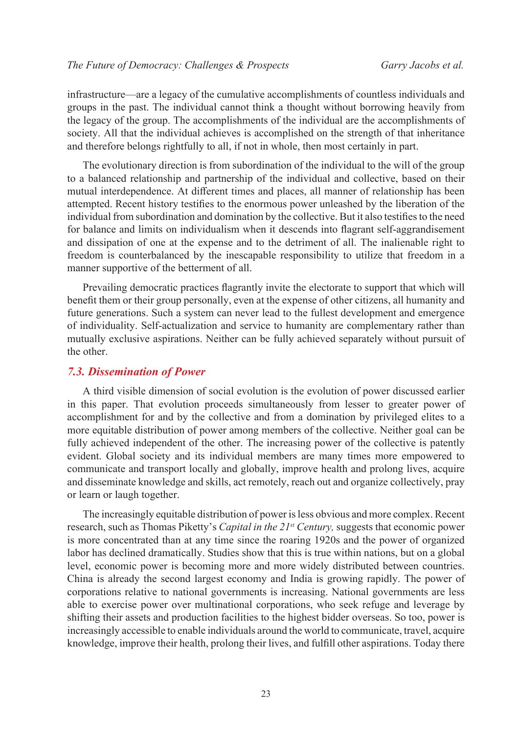infrastructure—are a legacy of the cumulative accomplishments of countless individuals and groups in the past. The individual cannot think a thought without borrowing heavily from the legacy of the group. The accomplishments of the individual are the accomplishments of society. All that the individual achieves is accomplished on the strength of that inheritance and therefore belongs rightfully to all, if not in whole, then most certainly in part.

The evolutionary direction is from subordination of the individual to the will of the group to a balanced relationship and partnership of the individual and collective, based on their mutual interdependence. At different times and places, all manner of relationship has been attempted. Recent history testifies to the enormous power unleashed by the liberation of the individual from subordination and domination by the collective. But it also testifies to the need for balance and limits on individualism when it descends into flagrant self-aggrandisement and dissipation of one at the expense and to the detriment of all. The inalienable right to freedom is counterbalanced by the inescapable responsibility to utilize that freedom in a manner supportive of the betterment of all.

Prevailing democratic practices flagrantly invite the electorate to support that which will benefit them or their group personally, even at the expense of other citizens, all humanity and future generations. Such a system can never lead to the fullest development and emergence of individuality. Self-actualization and service to humanity are complementary rather than mutually exclusive aspirations. Neither can be fully achieved separately without pursuit of the other.

### *7.3. Dissemination of Power*

A third visible dimension of social evolution is the evolution of power discussed earlier in this paper. That evolution proceeds simultaneously from lesser to greater power of accomplishment for and by the collective and from a domination by privileged elites to a more equitable distribution of power among members of the collective. Neither goal can be fully achieved independent of the other. The increasing power of the collective is patently evident. Global society and its individual members are many times more empowered to communicate and transport locally and globally, improve health and prolong lives, acquire and disseminate knowledge and skills, act remotely, reach out and organize collectively, pray or learn or laugh together.

The increasingly equitable distribution of power is less obvious and more complex. Recent research, such as Thomas Piketty's *Capital in the 21st Century,* suggests that economic power is more concentrated than at any time since the roaring 1920s and the power of organized labor has declined dramatically. Studies show that this is true within nations, but on a global level, economic power is becoming more and more widely distributed between countries. China is already the second largest economy and India is growing rapidly. The power of corporations relative to national governments is increasing. National governments are less able to exercise power over multinational corporations, who seek refuge and leverage by shifting their assets and production facilities to the highest bidder overseas. So too, power is increasingly accessible to enable individuals around the world to communicate, travel, acquire knowledge, improve their health, prolong their lives, and fulfill other aspirations. Today there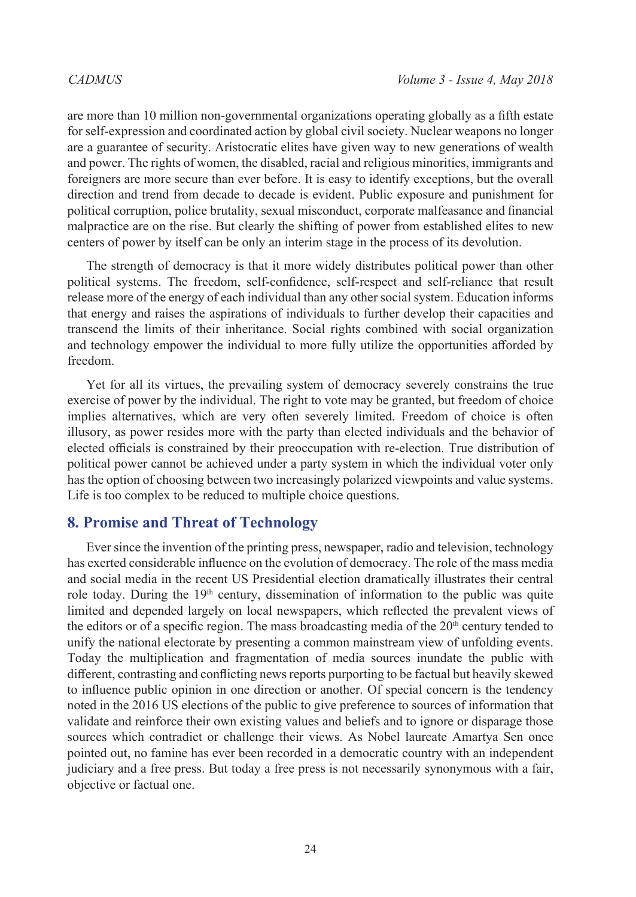are more than 10 million non-governmental organizations operating globally as a fifth estate for self-expression and coordinated action by global civil society. Nuclear weapons no longer are a guarantee of security. Aristocratic elites have given way to new generations of wealth and power. The rights of women, the disabled, racial and religious minorities, immigrants and foreigners are more secure than ever before. It is easy to identify exceptions, but the overall direction and trend from decade to decade is evident. Public exposure and punishment for political corruption, police brutality, sexual misconduct, corporate malfeasance and financial malpractice are on the rise. But clearly the shifting of power from established elites to new centers of power by itself can be only an interim stage in the process of its devolution.

The strength of democracy is that it more widely distributes political power than other political systems. The freedom, self-confidence, self-respect and self-reliance that result release more of the energy of each individual than any other social system. Education informs that energy and raises the aspirations of individuals to further develop their capacities and transcend the limits of their inheritance. Social rights combined with social organization and technology empower the individual to more fully utilize the opportunities afforded by freedom.

Yet for all its virtues, the prevailing system of democracy severely constrains the true exercise of power by the individual. The right to vote may be granted, but freedom of choice implies alternatives, which are very often severely limited. Freedom of choice is often illusory, as power resides more with the party than elected individuals and the behavior of elected officials is constrained by their preoccupation with re-election. True distribution of political power cannot be achieved under a party system in which the individual voter only has the option of choosing between two increasingly polarized viewpoints and value systems. Life is too complex to be reduced to multiple choice questions.

## 8. Promise and Threat of Technology

Ever since the invention of the printing press, newspaper, radio and television, technology has exerted considerable influence on the evolution of democracy. The role of the mass media and social media in the recent US Presidential election dramatically illustrates their central role today. During the 19th century, dissemination of information to the public was quite limited and depended largely on local newspapers, which reflected the prevalent views of the editors or of a specific region. The mass broadcasting media of the 20th century tended to unify the national electorate by presenting a common mainstream view of unfolding events. Today the multiplication and fragmentation of media sources inundate the public with different, contrasting and conflicting news reports purporting to be factual but heavily skewed to influence public opinion in one direction or another. Of special concern is the tendency noted in the 2016 US elections of the public to give preference to sources of information that validate and reinforce their own existing values and beliefs and to ignore or disparage those sources which contradict or challenge their views. As Nobel laureate Amartya Sen once pointed out, no famine has ever been recorded in a democratic country with an independent judiciary and a free press. But today a free press is not necessarily synonymous with a fair, objective or factual one.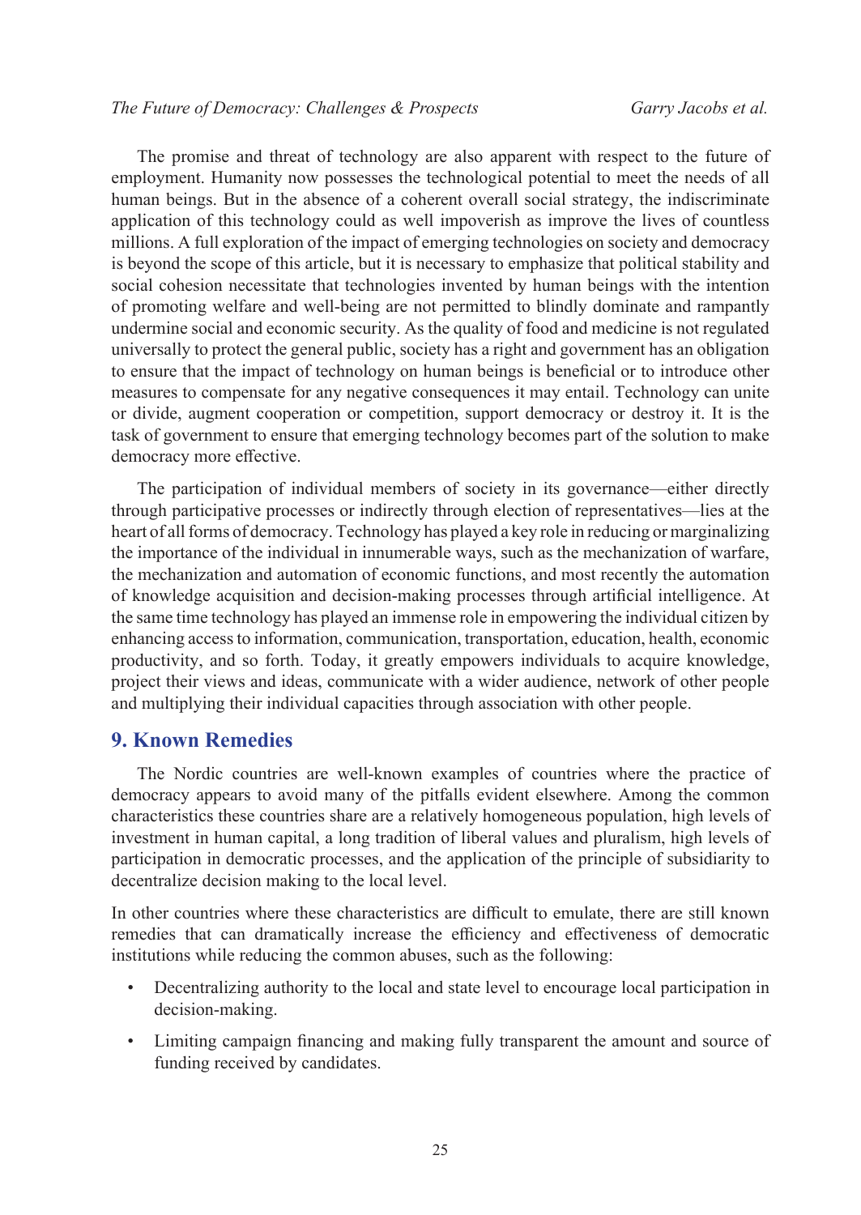The promise and threat of technology are also apparent with respect to the future of employment. Humanity now possesses the technological potential to meet the needs of all human beings. But in the absence of a coherent overall social strategy, the indiscriminate application of this technology could as well impoverish as improve the lives of countless millions. A full exploration of the impact of emerging technologies on society and democracy is beyond the scope of this article, but it is necessary to emphasize that political stability and social cohesion necessitate that technologies invented by human beings with the intention of promoting welfare and well-being are not permitted to blindly dominate and rampantly undermine social and economic security. As the quality of food and medicine is not regulated universally to protect the general public, society has a right and government has an obligation to ensure that the impact of technology on human beings is beneficial or to introduce other measures to compensate for any negative consequences it may entail. Technology can unite or divide, augment cooperation or competition, support democracy or destroy it. It is the task of government to ensure that emerging technology becomes part of the solution to make democracy more effective.

The participation of individual members of society in its governance—either directly through participative processes or indirectly through election of representatives—lies at the heart of all forms of democracy. Technology has played a key role in reducing or marginalizing the importance of the individual in innumerable ways, such as the mechanization of warfare, the mechanization and automation of economic functions, and most recently the automation of knowledge acquisition and decision-making processes through artificial intelligence. At the same time technology has played an immense role in empowering the individual citizen by enhancing access to information, communication, transportation, education, health, economic productivity, and so forth. Today, it greatly empowers individuals to acquire knowledge, project their views and ideas, communicate with a wider audience, network of other people and multiplying their individual capacities through association with other people.

## 9. Known Remedies

The Nordic countries are well-known examples of countries where the practice of democracy appears to avoid many of the pitfalls evident elsewhere. Among the common characteristics these countries share are a relatively homogeneous population, high levels of investment in human capital, a long tradition of liberal values and pluralism, high levels of participation in democratic processes, and the application of the principle of subsidiarity to decentralize decision making to the local level.

In other countries where these characteristics are difficult to emulate, there are still known remedies that can dramatically increase the efficiency and effectiveness of democratic institutions while reducing the common abuses, such as the following:

- Decentralizing authority to the local and state level to encourage local participation in decision-making.
- Limiting campaign financing and making fully transparent the amount and source of funding received by candidates.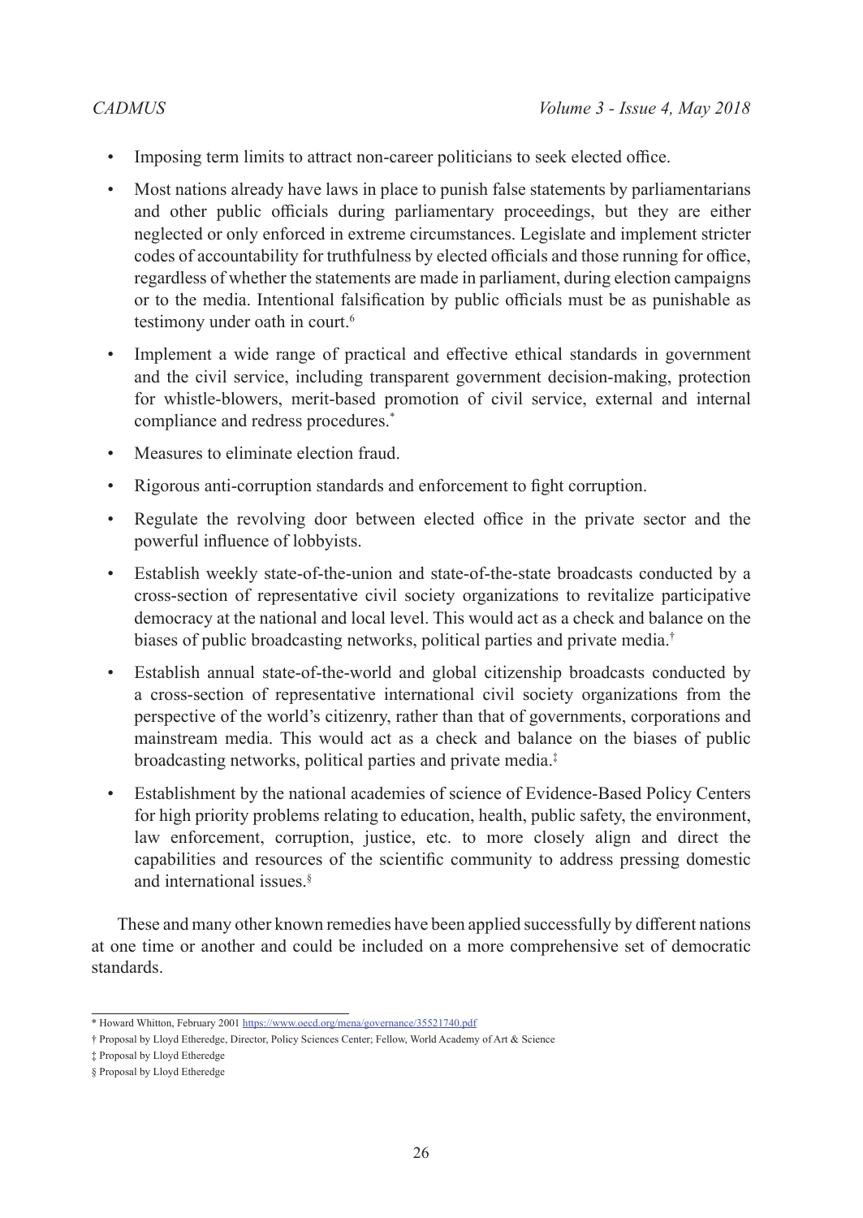- Imposing term limits to attract non-career politicians to seek elected office.
- Most nations already have laws in place to punish false statements by parliamentarians and other public officials during parliamentary proceedings, but they are either neglected or only enforced in extreme circumstances. Legislate and implement stricter codes of accountability for truthfulness by elected officials and those running for office, regardless of whether the statements are made in parliament, during election campaigns or to the media. Intentional falsification by public officials must be as punishable as testimony under oath in court.[6]
- Implement a wide range of practical and effective ethical standards in government and the civil service, including transparent government decision-making, protection for whistle-blowers, merit-based promotion of civil service, external and internal compliance and redress procedures.[*]
- Measures to eliminate election fraud.
- Rigorous anti-corruption standards and enforcement to fight corruption.
- Regulate the revolving door between elected office in the private sector and the powerful influence of lobbyists.
- Establish weekly state-of-the-union and state-of-the-state broadcasts conducted by a cross-section of representative civil society organizations to revitalize participative democracy at the national and local level. This would act as a check and balance on the biases of public broadcasting networks, political parties and private media.[†]
- Establish annual state-of-the-world and global citizenship broadcasts conducted by a cross-section of representative international civil society organizations from the perspective of the world's citizenry, rather than that of governments, corporations and mainstream media. This would act as a check and balance on the biases of public broadcasting networks, political parties and private media.[‡]
- Establishment by the national academies of science of Evidence-Based Policy Centers for high priority problems relating to education, health, public safety, the environment, law enforcement, corruption, justice, etc. to more closely align and direct the capabilities and resources of the scientific community to address pressing domestic and international issues.[§]

These and many other known remedies have been applied successfully by different nations at one time or another and could be included on a more comprehensive set of democratic standards.

---

* Howard Whitton, February 2001 https://www.oecd.org/mena/governance/35521740.pdf

† Proposal by Lloyd Etheredge, Director, Policy Sciences Center; Fellow, World Academy of Art & Science

‡ Proposal by Lloyd Etheredge

§ Proposal by Lloyd Etheredge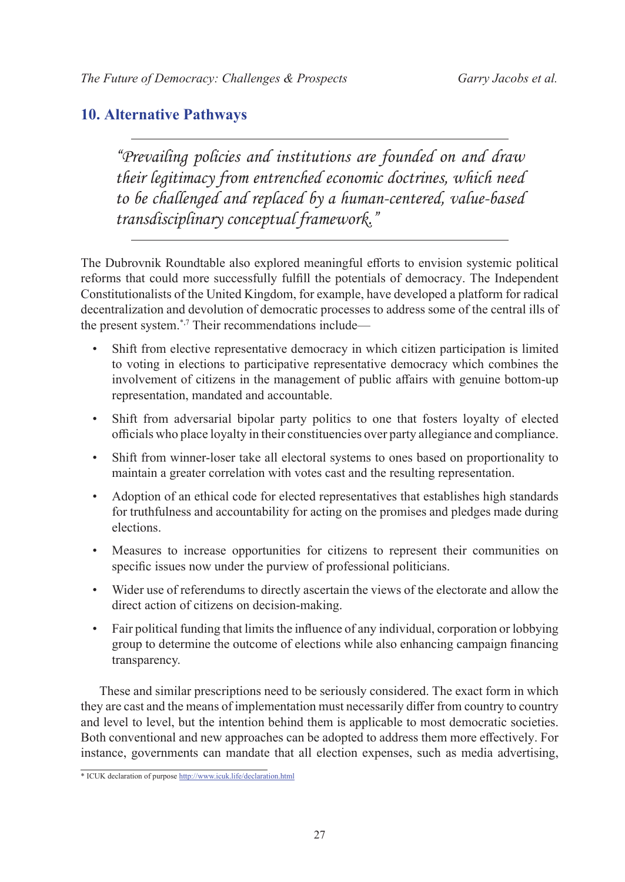## 10. Alternative Pathways

> *"Prevailing policies and institutions are founded on and draw their legitimacy from entrenched economic doctrines, which need to be challenged and replaced by a human-centered, value-based transdisciplinary conceptual framework."*

The Dubrovnik Roundtable also explored meaningful efforts to envision systemic political reforms that could more successfully fulfill the potentials of democracy. The Independent Constitutionalists of the United Kingdom, for example, have developed a platform for radical decentralization and devolution of democratic processes to address some of the central ills of the present system.[*,7] Their recommendations include—

- Shift from elective representative democracy in which citizen participation is limited to voting in elections to participative representative democracy which combines the involvement of citizens in the management of public affairs with genuine bottom-up representation, mandated and accountable.
- Shift from adversarial bipolar party politics to one that fosters loyalty of elected officials who place loyalty in their constituencies over party allegiance and compliance.
- Shift from winner-loser take all electoral systems to ones based on proportionality to maintain a greater correlation with votes cast and the resulting representation.
- Adoption of an ethical code for elected representatives that establishes high standards for truthfulness and accountability for acting on the promises and pledges made during elections.
- Measures to increase opportunities for citizens to represent their communities on specific issues now under the purview of professional politicians.
- Wider use of referendums to directly ascertain the views of the electorate and allow the direct action of citizens on decision-making.
- Fair political funding that limits the influence of any individual, corporation or lobbying group to determine the outcome of elections while also enhancing campaign financing transparency.

These and similar prescriptions need to be seriously considered. The exact form in which they are cast and the means of implementation must necessarily differ from country to country and level to level, but the intention behind them is applicable to most democratic societies. Both conventional and new approaches can be adopted to address them more effectively. For instance, governments can mandate that all election expenses, such as media advertising,

* ICUK declaration of purpose http://www.icuk.life/declaration.html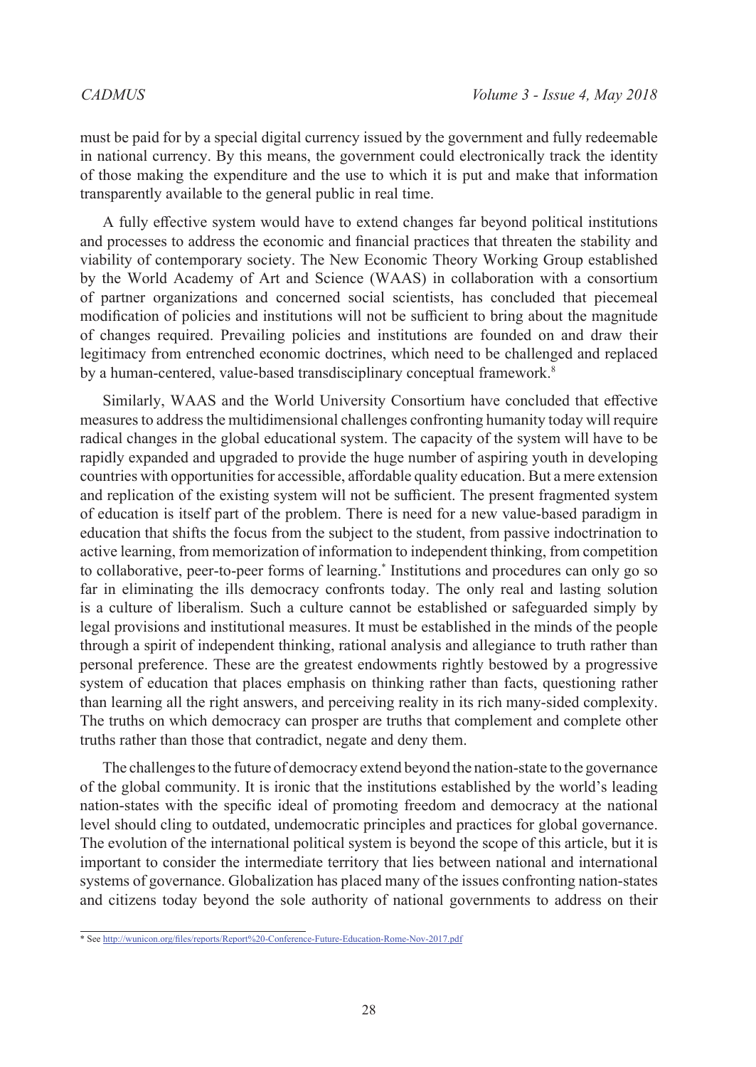must be paid for by a special digital currency issued by the government and fully redeemable in national currency. By this means, the government could electronically track the identity of those making the expenditure and the use to which it is put and make that information transparently available to the general public in real time.

A fully effective system would have to extend changes far beyond political institutions and processes to address the economic and financial practices that threaten the stability and viability of contemporary society. The New Economic Theory Working Group established by the World Academy of Art and Science (WAAS) in collaboration with a consortium of partner organizations and concerned social scientists, has concluded that piecemeal modification of policies and institutions will not be sufficient to bring about the magnitude of changes required. Prevailing policies and institutions are founded on and draw their legitimacy from entrenched economic doctrines, which need to be challenged and replaced by a human-centered, value-based transdisciplinary conceptual framework.[8]

Similarly, WAAS and the World University Consortium have concluded that effective measures to address the multidimensional challenges confronting humanity today will require radical changes in the global educational system. The capacity of the system will have to be rapidly expanded and upgraded to provide the huge number of aspiring youth in developing countries with opportunities for accessible, affordable quality education. But a mere extension and replication of the existing system will not be sufficient. The present fragmented system of education is itself part of the problem. There is need for a new value-based paradigm in education that shifts the focus from the subject to the student, from passive indoctrination to active learning, from memorization of information to independent thinking, from competition to collaborative, peer-to-peer forms of learning.[*] Institutions and procedures can only go so far in eliminating the ills democracy confronts today. The only real and lasting solution is a culture of liberalism. Such a culture cannot be established or safeguarded simply by legal provisions and institutional measures. It must be established in the minds of the people through a spirit of independent thinking, rational analysis and allegiance to truth rather than personal preference. These are the greatest endowments rightly bestowed by a progressive system of education that places emphasis on thinking rather than facts, questioning rather than learning all the right answers, and perceiving reality in its rich many-sided complexity. The truths on which democracy can prosper are truths that complement and complete other truths rather than those that contradict, negate and deny them.

The challenges to the future of democracy extend beyond the nation-state to the governance of the global community. It is ironic that the institutions established by the world's leading nation-states with the specific ideal of promoting freedom and democracy at the national level should cling to outdated, undemocratic principles and practices for global governance. The evolution of the international political system is beyond the scope of this article, but it is important to consider the intermediate territory that lies between national and international systems of governance. Globalization has placed many of the issues confronting nation-states and citizens today beyond the sole authority of national governments to address on their

---

* See http://wunicon.org/files/reports/Report%20-Conference-Future-Education-Rome-Nov-2017.pdf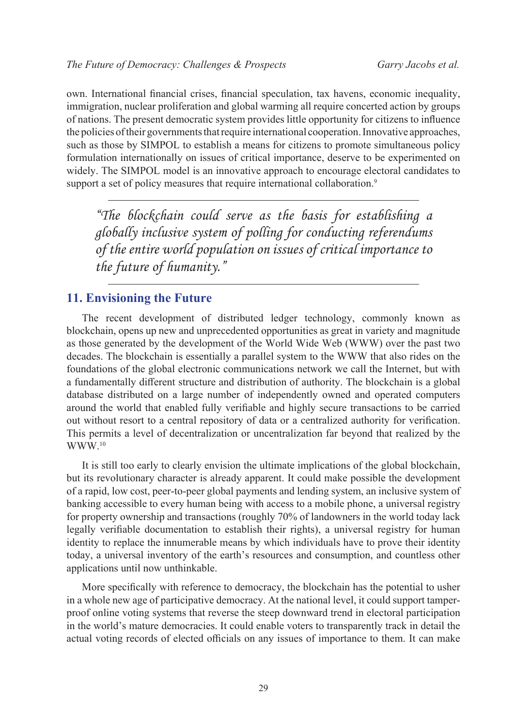own. International financial crises, financial speculation, tax havens, economic inequality, immigration, nuclear proliferation and global warming all require concerted action by groups of nations. The present democratic system provides little opportunity for citizens to influence the policies of their governments that require international cooperation. Innovative approaches, such as those by SIMPOL to establish a means for citizens to promote simultaneous policy formulation internationally on issues of critical importance, deserve to be experimented on widely. The SIMPOL model is an innovative approach to encourage electoral candidates to support a set of policy measures that require international collaboration.[9]

> *"The blockchain could serve as the basis for establishing a globally inclusive system of polling for conducting referendums of the entire world population on issues of critical importance to the future of humanity."*

## 11. Envisioning the Future

The recent development of distributed ledger technology, commonly known as blockchain, opens up new and unprecedented opportunities as great in variety and magnitude as those generated by the development of the World Wide Web (WWW) over the past two decades. The blockchain is essentially a parallel system to the WWW that also rides on the foundations of the global electronic communications network we call the Internet, but with a fundamentally different structure and distribution of authority. The blockchain is a global database distributed on a large number of independently owned and operated computers around the world that enabled fully verifiable and highly secure transactions to be carried out without resort to a central repository of data or a centralized authority for verification. This permits a level of decentralization or uncentralization far beyond that realized by the WWW.[10]

It is still too early to clearly envision the ultimate implications of the global blockchain, but its revolutionary character is already apparent. It could make possible the development of a rapid, low cost, peer-to-peer global payments and lending system, an inclusive system of banking accessible to every human being with access to a mobile phone, a universal registry for property ownership and transactions (roughly 70% of landowners in the world today lack legally verifiable documentation to establish their rights), a universal registry for human identity to replace the innumerable means by which individuals have to prove their identity today, a universal inventory of the earth's resources and consumption, and countless other applications until now unthinkable.

More specifically with reference to democracy, the blockchain has the potential to usher in a whole new age of participative democracy. At the national level, it could support tamper-proof online voting systems that reverse the steep downward trend in electoral participation in the world's mature democracies. It could enable voters to transparently track in detail the actual voting records of elected officials on any issues of importance to them. It can make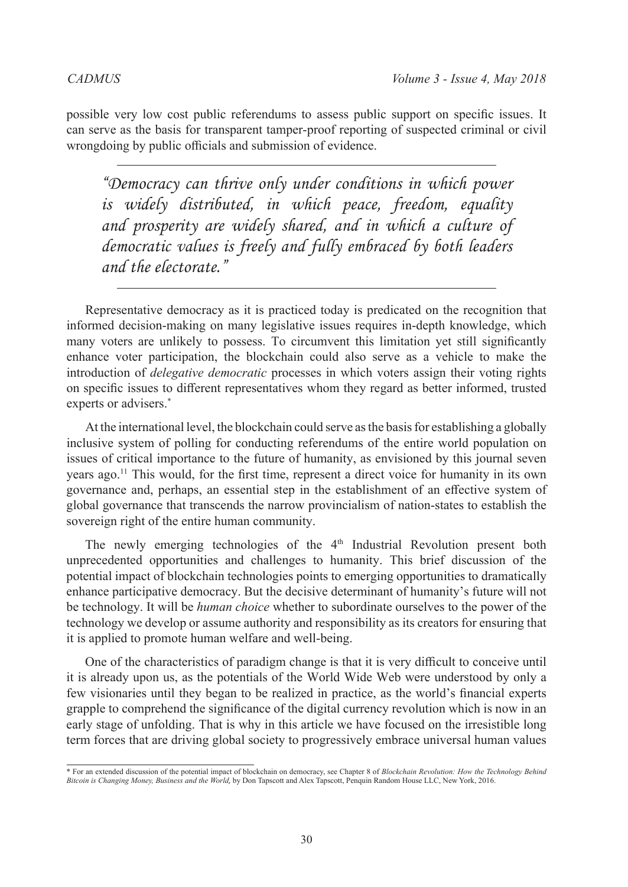possible very low cost public referendums to assess public support on specific issues. It can serve as the basis for transparent tamper-proof reporting of suspected criminal or civil wrongdoing by public officials and submission of evidence.

> *"Democracy can thrive only under conditions in which power is widely distributed, in which peace, freedom, equality and prosperity are widely shared, and in which a culture of democratic values is freely and fully embraced by both leaders and the electorate."*

Representative democracy as it is practiced today is predicated on the recognition that informed decision-making on many legislative issues requires in-depth knowledge, which many voters are unlikely to possess. To circumvent this limitation yet still significantly enhance voter participation, the blockchain could also serve as a vehicle to make the introduction of *delegative democratic* processes in which voters assign their voting rights on specific issues to different representatives whom they regard as better informed, trusted experts or advisers.*

At the international level, the blockchain could serve as the basis for establishing a globally inclusive system of polling for conducting referendums of the entire world population on issues of critical importance to the future of humanity, as envisioned by this journal seven years ago.[11] This would, for the first time, represent a direct voice for humanity in its own governance and, perhaps, an essential step in the establishment of an effective system of global governance that transcends the narrow provincialism of nation-states to establish the sovereign right of the entire human community.

The newly emerging technologies of the 4th Industrial Revolution present both unprecedented opportunities and challenges to humanity. This brief discussion of the potential impact of blockchain technologies points to emerging opportunities to dramatically enhance participative democracy. But the decisive determinant of humanity's future will not be technology. It will be *human choice* whether to subordinate ourselves to the power of the technology we develop or assume authority and responsibility as its creators for ensuring that it is applied to promote human welfare and well-being.

One of the characteristics of paradigm change is that it is very difficult to conceive until it is already upon us, as the potentials of the World Wide Web were understood by only a few visionaries until they began to be realized in practice, as the world's financial experts grapple to comprehend the significance of the digital currency revolution which is now in an early stage of unfolding. That is why in this article we have focused on the irresistible long term forces that are driving global society to progressively embrace universal human values

---

\* For an extended discussion of the potential impact of blockchain on democracy, see Chapter 8 of *Blockchain Revolution: How the Technology Behind Bitcoin is Changing Money, Business and the World,* by Don Tapscott and Alex Tapscott, Penquin Random House LLC, New York, 2016.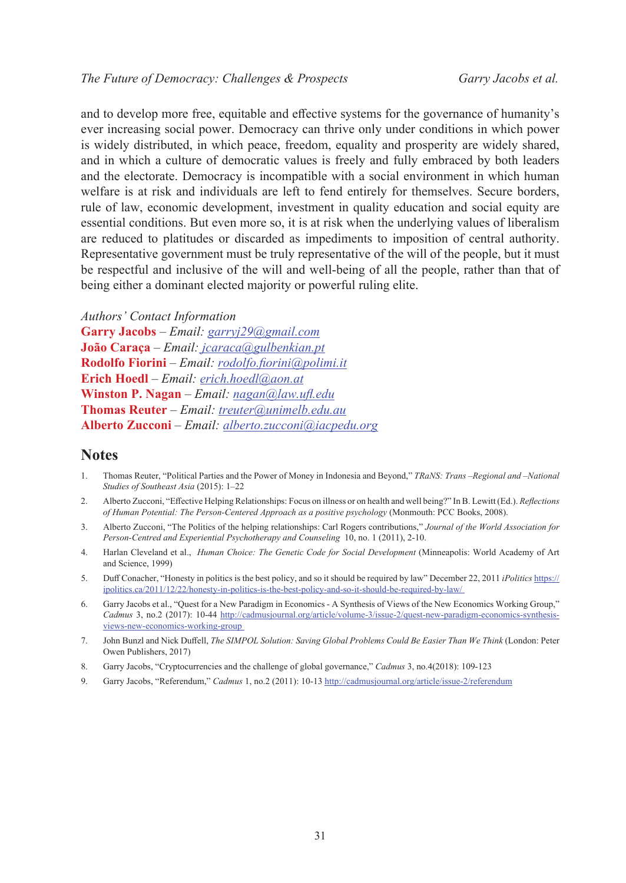and to develop more free, equitable and effective systems for the governance of humanity's ever increasing social power. Democracy can thrive only under conditions in which power is widely distributed, in which peace, freedom, equality and prosperity are widely shared, and in which a culture of democratic values is freely and fully embraced by both leaders and the electorate. Democracy is incompatible with a social environment in which human welfare is at risk and individuals are left to fend entirely for themselves. Secure borders, rule of law, economic development, investment in quality education and social equity are essential conditions. But even more so, it is at risk when the underlying values of liberalism are reduced to platitudes or discarded as impediments to imposition of central authority. Representative government must be truly representative of the will of the people, but it must be respectful and inclusive of the will and well-being of all the people, rather than that of being either a dominant elected majority or powerful ruling elite.

*Authors' Contact Information*

**Garry Jacobs** – *Email: garryj29@gmail.com*
**João Caraça** – *Email: jcaraca@gulbenkian.pt*
**Rodolfo Fiorini** – *Email: rodolfo.fiorini@polimi.it*
**Erich Hoedl** – *Email: erich.hoedl@aon.at*
**Winston P. Nagan** – *Email: nagan@law.ufl.edu*
**Thomas Reuter** – *Email: treuter@unimelb.edu.au*
**Alberto Zucconi** – *Email: alberto.zucconi@iacpedu.org*

## Notes

1. Thomas Reuter, "Political Parties and the Power of Money in Indonesia and Beyond," *TRaNS: Trans –Regional and –National Studies of Southeast Asia* (2015): 1–22
2. Alberto Zucconi, "Effective Helping Relationships: Focus on illness or on health and well being?" In B. Lewitt (Ed.). *Reflections of Human Potential: The Person-Centered Approach as a positive psychology* (Monmouth: PCC Books, 2008).
3. Alberto Zucconi, "The Politics of the helping relationships: Carl Rogers contributions," *Journal of the World Association for Person-Centred and Experiential Psychotherapy and Counseling* 10, no. 1 (2011), 2-10.
4. Harlan Cleveland et al., *Human Choice: The Genetic Code for Social Development* (Minneapolis: World Academy of Art and Science, 1999)
5. Duff Conacher, "Honesty in politics is the best policy, and so it should be required by law" December 22, 2011 *iPolitics* https://ipolitics.ca/2011/12/22/honesty-in-politics-is-the-best-policy-and-so-it-should-be-required-by-law/
6. Garry Jacobs et al., "Quest for a New Paradigm in Economics - A Synthesis of Views of the New Economics Working Group," *Cadmus* 3, no.2 (2017): 10-44 http://cadmusjournal.org/article/volume-3/issue-2/quest-new-paradigm-economics-synthesis-views-new-economics-working-group
7. John Bunzl and Nick Duffell, *The SIMPOL Solution: Saving Global Problems Could Be Easier Than We Think* (London: Peter Owen Publishers, 2017)
8. Garry Jacobs, "Cryptocurrencies and the challenge of global governance," *Cadmus* 3, no.4(2018): 109-123
9. Garry Jacobs, "Referendum," *Cadmus* 1, no.2 (2011): 10-13 http://cadmusjournal.org/article/issue-2/referendum